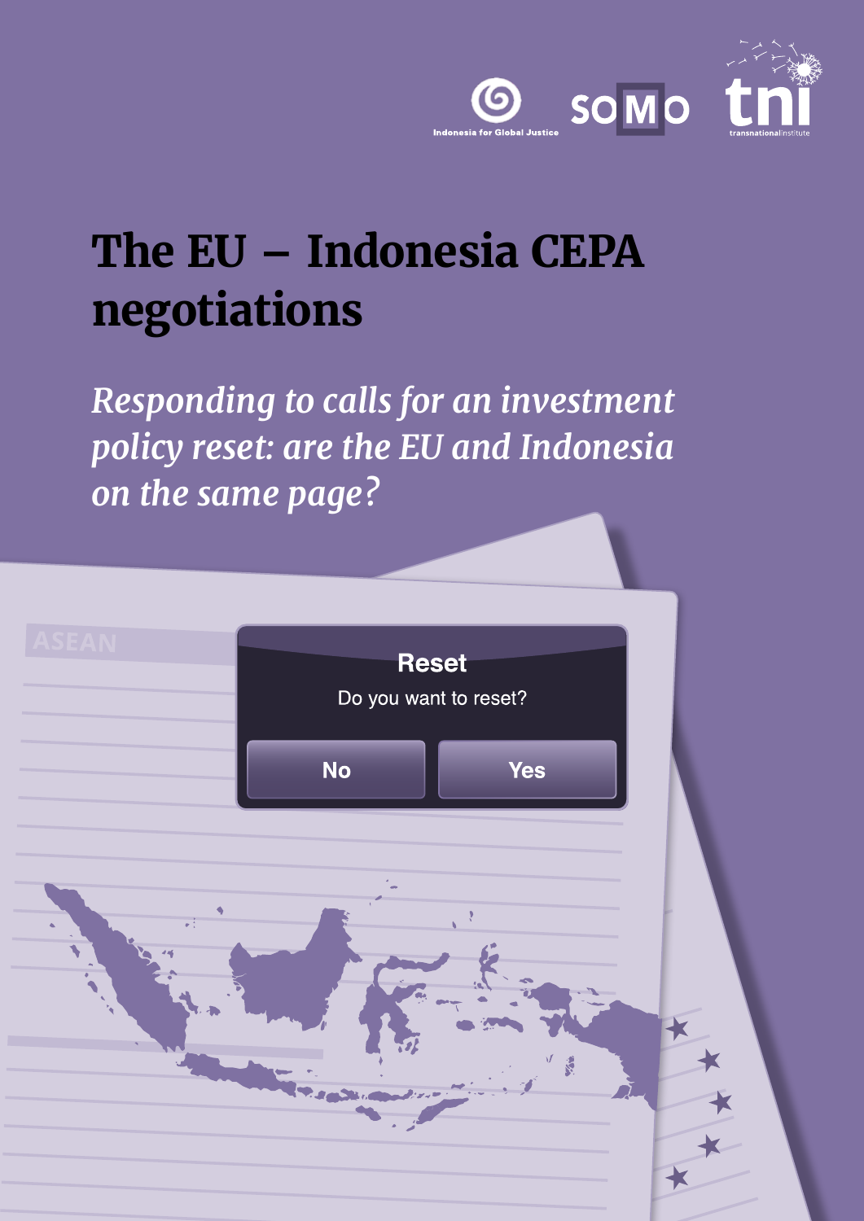Indonesia for Global Justice

SOMO

tni transnationalinstitute

# The EU – Indonesia CEPA negotiations

*Responding to calls for an investment policy reset: are the EU and Indonesia on the same page?*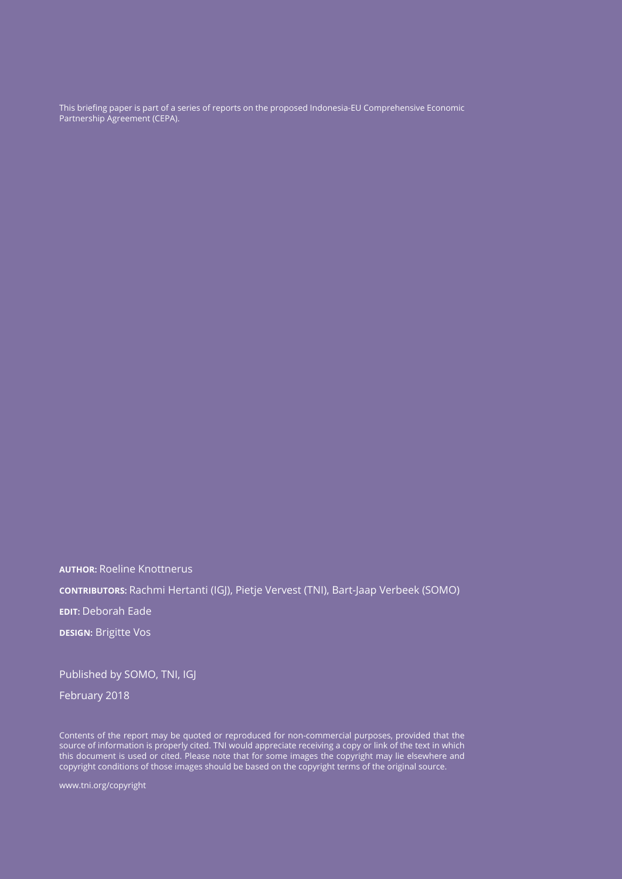This briefing paper is part of a series of reports on the proposed Indonesia-EU Comprehensive Economic Partnership Agreement (CEPA).

**AUTHOR:** Roeline Knottnerus

**CONTRIBUTORS:** Rachmi Hertanti (IGJ), Pietje Vervest (TNI), Bart-Jaap Verbeek (SOMO)

**EDIT:** Deborah Eade

**DESIGN:** Brigitte Vos

Published by SOMO, TNI, IGJ

February 2018

Contents of the report may be quoted or reproduced for non-commercial purposes, provided that the source of information is properly cited. TNI would appreciate receiving a copy or link of the text in which this document is used or cited. Please note that for some images the copyright may lie elsewhere and copyright conditions of those images should be based on the copyright terms of the original source.

www.tni.org/copyright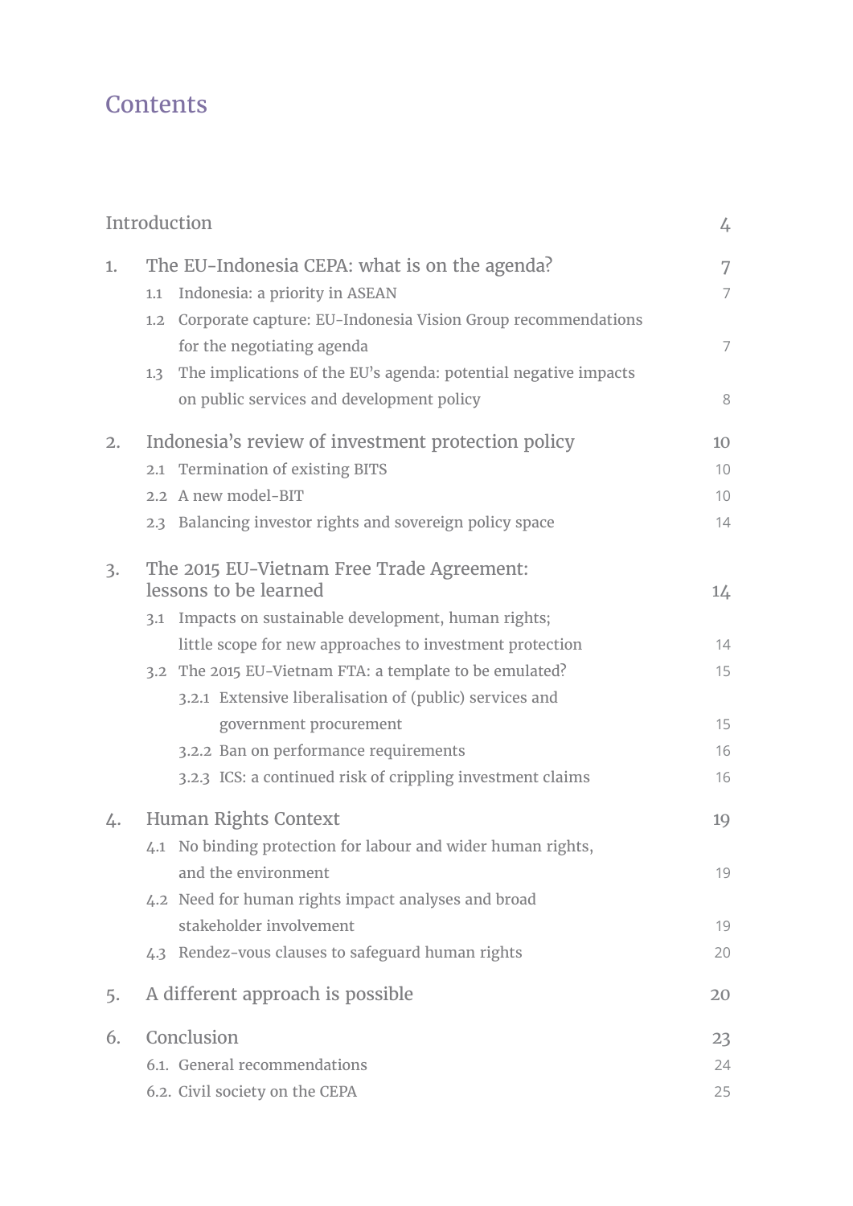# Contents

| | |
|---|---|
| Introduction | 4 |
| 1. The EU-Indonesia CEPA: what is on the agenda? | 7 |
| 1.1 Indonesia: a priority in ASEAN | 7 |
| 1.2 Corporate capture: EU-Indonesia Vision Group recommendations for the negotiating agenda | 7 |
| 1.3 The implications of the EU's agenda: potential negative impacts on public services and development policy | 8 |
| 2. Indonesia's review of investment protection policy | 10 |
| 2.1 Termination of existing BITS | 10 |
| 2.2 A new model-BIT | 10 |
| 2.3 Balancing investor rights and sovereign policy space | 14 |
| 3. The 2015 EU-Vietnam Free Trade Agreement: lessons to be learned | 14 |
| 3.1 Impacts on sustainable development, human rights; little scope for new approaches to investment protection | 14 |
| 3.2 The 2015 EU-Vietnam FTA: a template to be emulated? | 15 |
| 3.2.1 Extensive liberalisation of (public) services and government procurement | 15 |
| 3.2.2 Ban on performance requirements | 16 |
| 3.2.3 ICS: a continued risk of crippling investment claims | 16 |
| 4. Human Rights Context | 19 |
| 4.1 No binding protection for labour and wider human rights, and the environment | 19 |
| 4.2 Need for human rights impact analyses and broad stakeholder involvement | 19 |
| 4.3 Rendez-vous clauses to safeguard human rights | 20 |
| 5. A different approach is possible | 20 |
| 6. Conclusion | 23 |
| 6.1. General recommendations | 24 |
| 6.2. Civil society on the CEPA | 25 |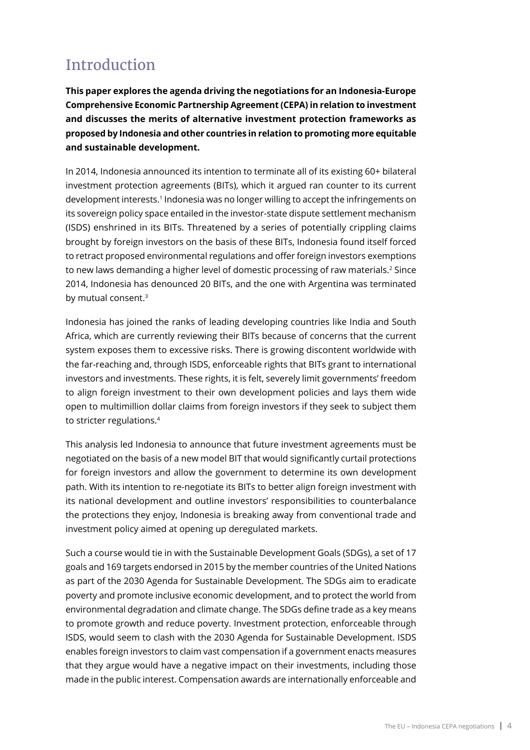# Introduction

**This paper explores the agenda driving the negotiations for an Indonesia-Europe Comprehensive Economic Partnership Agreement (CEPA) in relation to investment and discusses the merits of alternative investment protection frameworks as proposed by Indonesia and other countries in relation to promoting more equitable and sustainable development.**

In 2014, Indonesia announced its intention to terminate all of its existing 60+ bilateral investment protection agreements (BITs), which it argued ran counter to its current development interests.[1] Indonesia was no longer willing to accept the infringements on its sovereign policy space entailed in the investor-state dispute settlement mechanism (ISDS) enshrined in its BITs. Threatened by a series of potentially crippling claims brought by foreign investors on the basis of these BITs, Indonesia found itself forced to retract proposed environmental regulations and offer foreign investors exemptions to new laws demanding a higher level of domestic processing of raw materials.[2] Since 2014, Indonesia has denounced 20 BITs, and the one with Argentina was terminated by mutual consent.[3]

Indonesia has joined the ranks of leading developing countries like India and South Africa, which are currently reviewing their BITs because of concerns that the current system exposes them to excessive risks. There is growing discontent worldwide with the far-reaching and, through ISDS, enforceable rights that BITs grant to international investors and investments. These rights, it is felt, severely limit governments' freedom to align foreign investment to their own development policies and lays them wide open to multimillion dollar claims from foreign investors if they seek to subject them to stricter regulations.[4]

This analysis led Indonesia to announce that future investment agreements must be negotiated on the basis of a new model BIT that would significantly curtail protections for foreign investors and allow the government to determine its own development path. With its intention to re-negotiate its BITs to better align foreign investment with its national development and outline investors' responsibilities to counterbalance the protections they enjoy, Indonesia is breaking away from conventional trade and investment policy aimed at opening up deregulated markets.

Such a course would tie in with the Sustainable Development Goals (SDGs), a set of 17 goals and 169 targets endorsed in 2015 by the member countries of the United Nations as part of the 2030 Agenda for Sustainable Development. The SDGs aim to eradicate poverty and promote inclusive economic development, and to protect the world from environmental degradation and climate change. The SDGs define trade as a key means to promote growth and reduce poverty. Investment protection, enforceable through ISDS, would seem to clash with the 2030 Agenda for Sustainable Development. ISDS enables foreign investors to claim vast compensation if a government enacts measures that they argue would have a negative impact on their investments, including those made in the public interest. Compensation awards are internationally enforceable and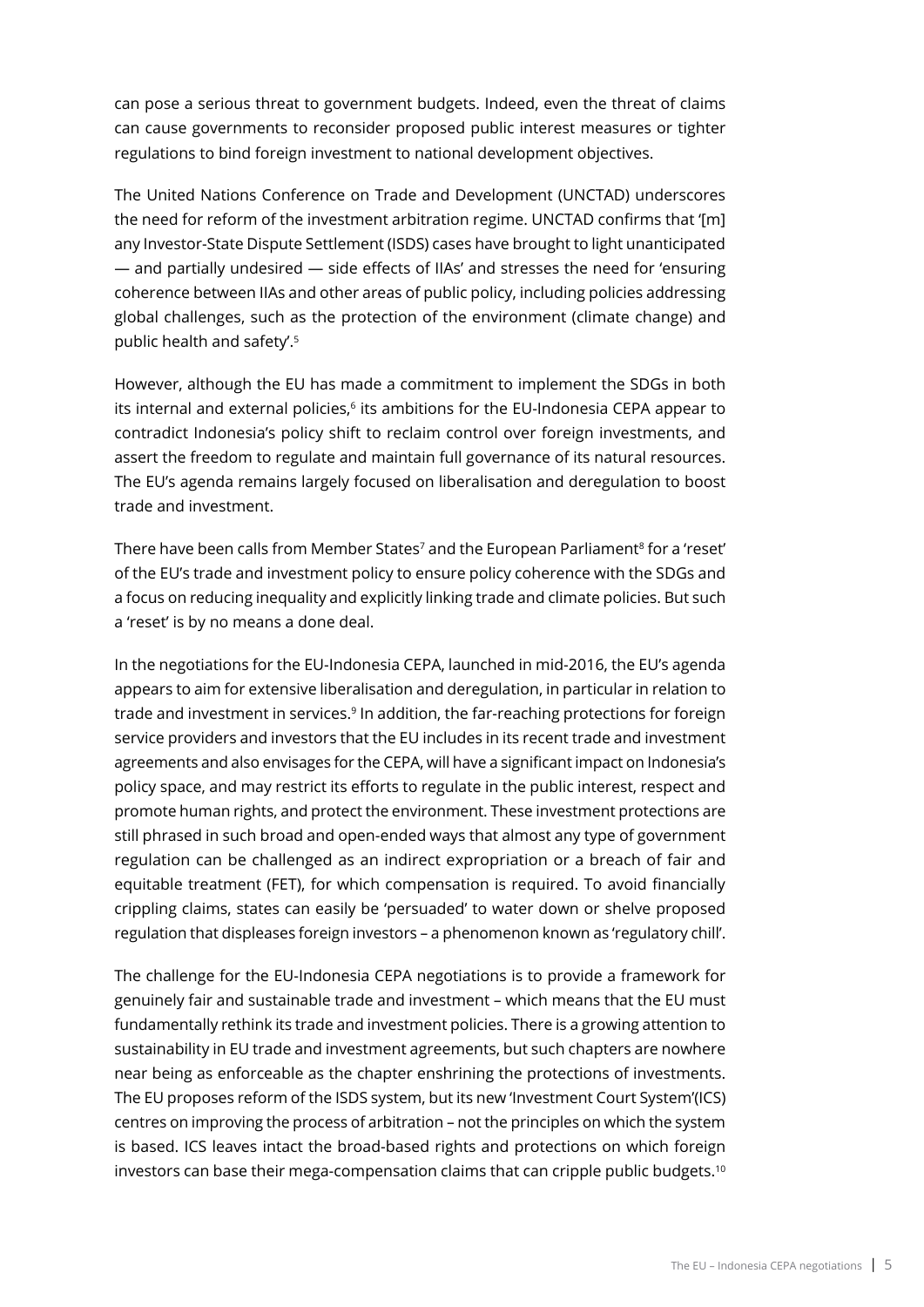can pose a serious threat to government budgets. Indeed, even the threat of claims can cause governments to reconsider proposed public interest measures or tighter regulations to bind foreign investment to national development objectives.

The United Nations Conference on Trade and Development (UNCTAD) underscores the need for reform of the investment arbitration regime. UNCTAD confirms that '[m]any Investor-State Dispute Settlement (ISDS) cases have brought to light unanticipated — and partially undesired — side effects of IIAs' and stresses the need for 'ensuring coherence between IIAs and other areas of public policy, including policies addressing global challenges, such as the protection of the environment (climate change) and public health and safety'.[5]

However, although the EU has made a commitment to implement the SDGs in both its internal and external policies,[6] its ambitions for the EU-Indonesia CEPA appear to contradict Indonesia's policy shift to reclaim control over foreign investments, and assert the freedom to regulate and maintain full governance of its natural resources. The EU's agenda remains largely focused on liberalisation and deregulation to boost trade and investment.

There have been calls from Member States[7] and the European Parliament[8] for a 'reset' of the EU's trade and investment policy to ensure policy coherence with the SDGs and a focus on reducing inequality and explicitly linking trade and climate policies. But such a 'reset' is by no means a done deal.

In the negotiations for the EU-Indonesia CEPA, launched in mid-2016, the EU's agenda appears to aim for extensive liberalisation and deregulation, in particular in relation to trade and investment in services.[9] In addition, the far-reaching protections for foreign service providers and investors that the EU includes in its recent trade and investment agreements and also envisages for the CEPA, will have a significant impact on Indonesia's policy space, and may restrict its efforts to regulate in the public interest, respect and promote human rights, and protect the environment. These investment protections are still phrased in such broad and open-ended ways that almost any type of government regulation can be challenged as an indirect expropriation or a breach of fair and equitable treatment (FET), for which compensation is required. To avoid financially crippling claims, states can easily be 'persuaded' to water down or shelve proposed regulation that displeases foreign investors – a phenomenon known as 'regulatory chill'.

The challenge for the EU-Indonesia CEPA negotiations is to provide a framework for genuinely fair and sustainable trade and investment – which means that the EU must fundamentally rethink its trade and investment policies. There is a growing attention to sustainability in EU trade and investment agreements, but such chapters are nowhere near being as enforceable as the chapter enshrining the protections of investments. The EU proposes reform of the ISDS system, but its new 'Investment Court System'(ICS) centres on improving the process of arbitration – not the principles on which the system is based. ICS leaves intact the broad-based rights and protections on which foreign investors can base their mega-compensation claims that can cripple public budgets.[10]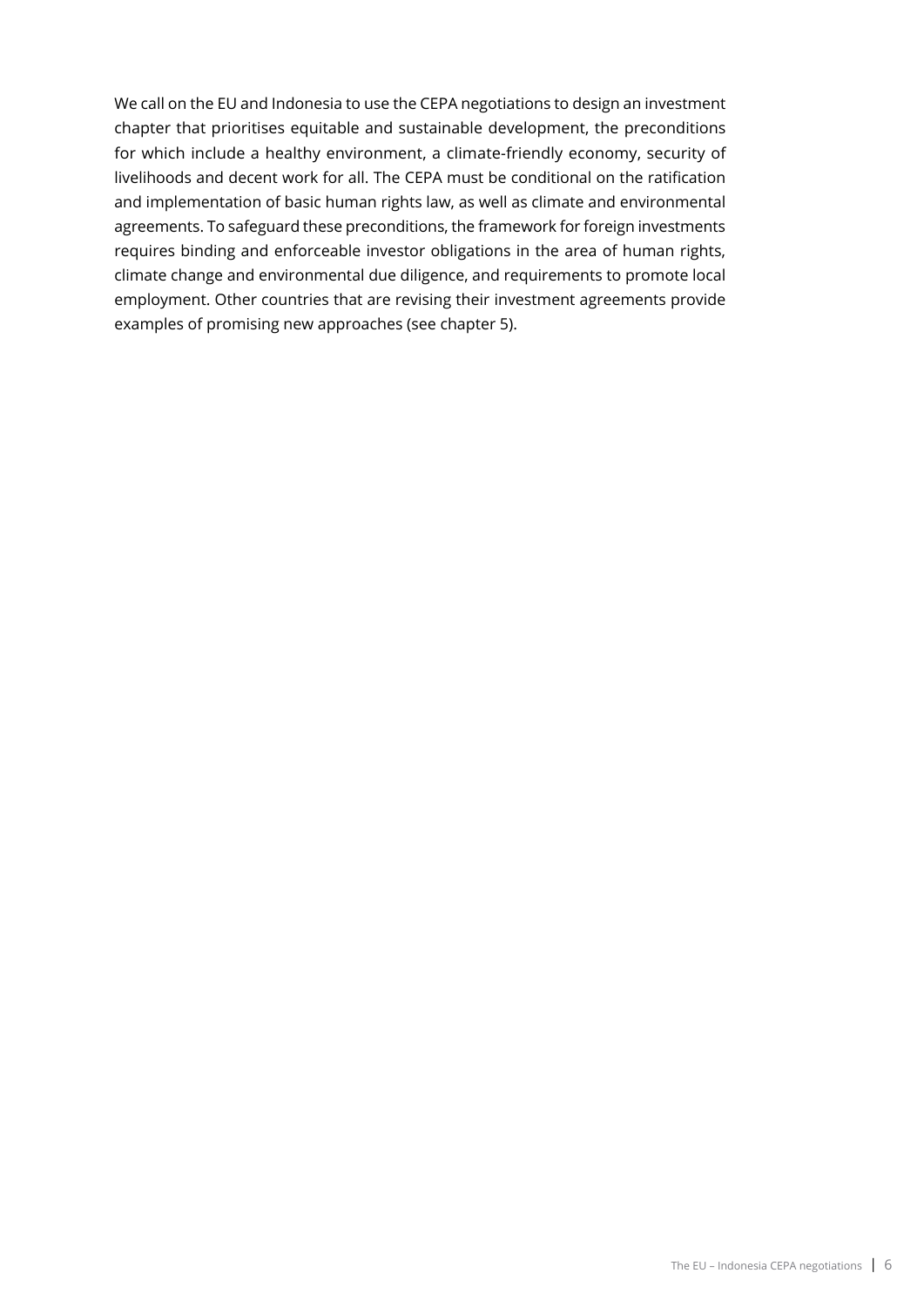We call on the EU and Indonesia to use the CEPA negotiations to design an investment chapter that prioritises equitable and sustainable development, the preconditions for which include a healthy environment, a climate-friendly economy, security of livelihoods and decent work for all. The CEPA must be conditional on the ratification and implementation of basic human rights law, as well as climate and environmental agreements. To safeguard these preconditions, the framework for foreign investments requires binding and enforceable investor obligations in the area of human rights, climate change and environmental due diligence, and requirements to promote local employment. Other countries that are revising their investment agreements provide examples of promising new approaches (see chapter 5).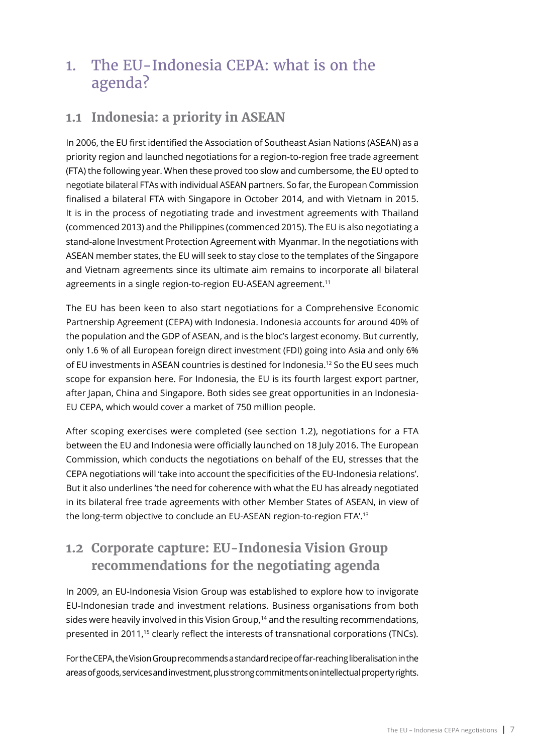# 1. The EU-Indonesia CEPA: what is on the agenda?

## 1.1 Indonesia: a priority in ASEAN

In 2006, the EU first identified the Association of Southeast Asian Nations (ASEAN) as a priority region and launched negotiations for a region-to-region free trade agreement (FTA) the following year. When these proved too slow and cumbersome, the EU opted to negotiate bilateral FTAs with individual ASEAN partners. So far, the European Commission finalised a bilateral FTA with Singapore in October 2014, and with Vietnam in 2015. It is in the process of negotiating trade and investment agreements with Thailand (commenced 2013) and the Philippines (commenced 2015). The EU is also negotiating a stand-alone Investment Protection Agreement with Myanmar. In the negotiations with ASEAN member states, the EU will seek to stay close to the templates of the Singapore and Vietnam agreements since its ultimate aim remains to incorporate all bilateral agreements in a single region-to-region EU-ASEAN agreement.[11]

The EU has been keen to also start negotiations for a Comprehensive Economic Partnership Agreement (CEPA) with Indonesia. Indonesia accounts for around 40% of the population and the GDP of ASEAN, and is the bloc's largest economy. But currently, only 1.6 % of all European foreign direct investment (FDI) going into Asia and only 6% of EU investments in ASEAN countries is destined for Indonesia.[12] So the EU sees much scope for expansion here. For Indonesia, the EU is its fourth largest export partner, after Japan, China and Singapore. Both sides see great opportunities in an Indonesia-EU CEPA, which would cover a market of 750 million people.

After scoping exercises were completed (see section 1.2), negotiations for a FTA between the EU and Indonesia were officially launched on 18 July 2016. The European Commission, which conducts the negotiations on behalf of the EU, stresses that the CEPA negotiations will 'take into account the specificities of the EU-Indonesia relations'. But it also underlines 'the need for coherence with what the EU has already negotiated in its bilateral free trade agreements with other Member States of ASEAN, in view of the long-term objective to conclude an EU-ASEAN region-to-region FTA'.[13]

## 1.2 Corporate capture: EU-Indonesia Vision Group recommendations for the negotiating agenda

In 2009, an EU-Indonesia Vision Group was established to explore how to invigorate EU-Indonesian trade and investment relations. Business organisations from both sides were heavily involved in this Vision Group,[14] and the resulting recommendations, presented in 2011,[15] clearly reflect the interests of transnational corporations (TNCs).

For the CEPA, the Vision Group recommends a standard recipe of far-reaching liberalisation in the areas of goods, services and investment, plus strong commitments on intellectual property rights.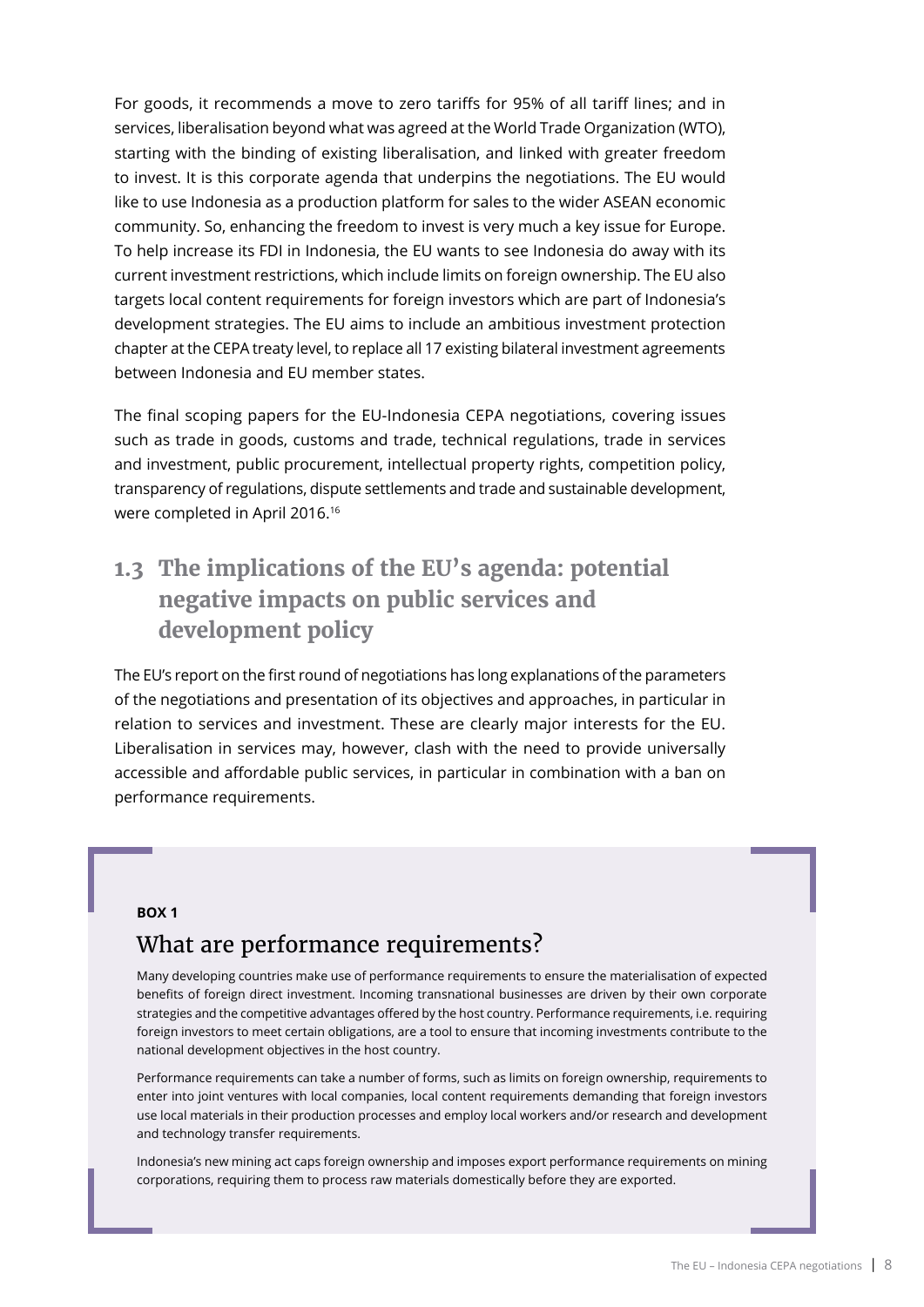For goods, it recommends a move to zero tariffs for 95% of all tariff lines; and in services, liberalisation beyond what was agreed at the World Trade Organization (WTO), starting with the binding of existing liberalisation, and linked with greater freedom to invest. It is this corporate agenda that underpins the negotiations. The EU would like to use Indonesia as a production platform for sales to the wider ASEAN economic community. So, enhancing the freedom to invest is very much a key issue for Europe. To help increase its FDI in Indonesia, the EU wants to see Indonesia do away with its current investment restrictions, which include limits on foreign ownership. The EU also targets local content requirements for foreign investors which are part of Indonesia's development strategies. The EU aims to include an ambitious investment protection chapter at the CEPA treaty level, to replace all 17 existing bilateral investment agreements between Indonesia and EU member states.

The final scoping papers for the EU-Indonesia CEPA negotiations, covering issues such as trade in goods, customs and trade, technical regulations, trade in services and investment, public procurement, intellectual property rights, competition policy, transparency of regulations, dispute settlements and trade and sustainable development, were completed in April 2016.[16]

## 1.3 The implications of the EU's agenda: potential negative impacts on public services and development policy

The EU's report on the first round of negotiations has long explanations of the parameters of the negotiations and presentation of its objectives and approaches, in particular in relation to services and investment. These are clearly major interests for the EU. Liberalisation in services may, however, clash with the need to provide universally accessible and affordable public services, in particular in combination with a ban on performance requirements.

**BOX 1**

### What are performance requirements?

Many developing countries make use of performance requirements to ensure the materialisation of expected benefits of foreign direct investment. Incoming transnational businesses are driven by their own corporate strategies and the competitive advantages offered by the host country. Performance requirements, i.e. requiring foreign investors to meet certain obligations, are a tool to ensure that incoming investments contribute to the national development objectives in the host country.

Performance requirements can take a number of forms, such as limits on foreign ownership, requirements to enter into joint ventures with local companies, local content requirements demanding that foreign investors use local materials in their production processes and employ local workers and/or research and development and technology transfer requirements.

Indonesia's new mining act caps foreign ownership and imposes export performance requirements on mining corporations, requiring them to process raw materials domestically before they are exported.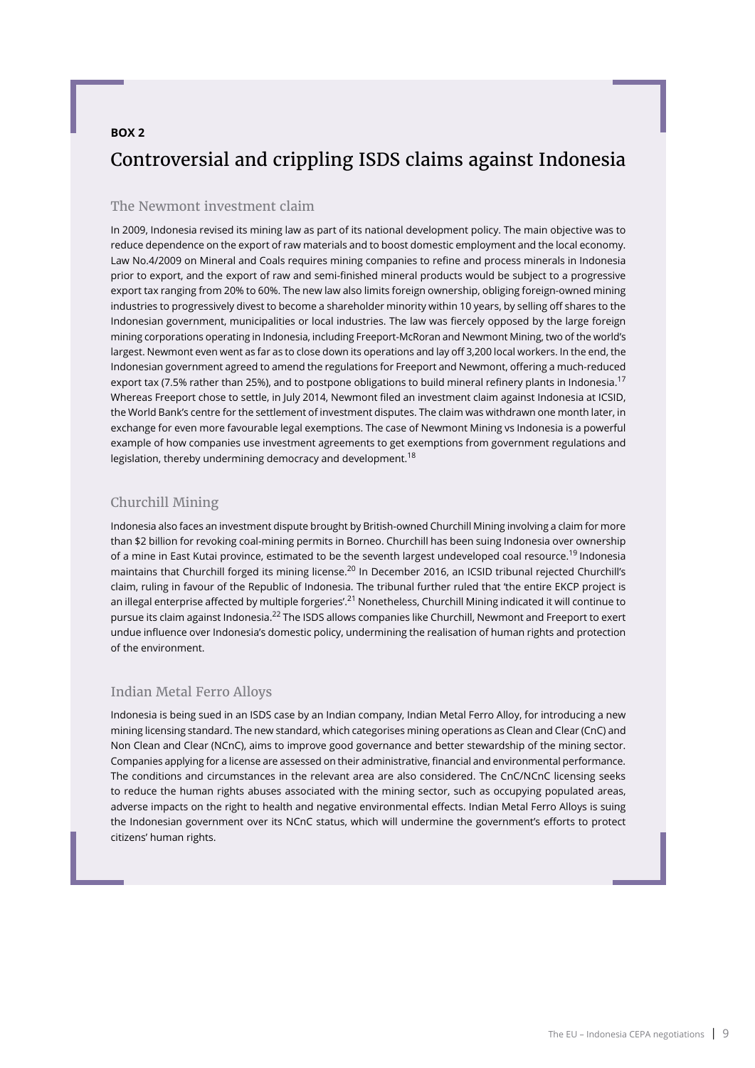**BOX 2**

# Controversial and crippling ISDS claims against Indonesia

## The Newmont investment claim

In 2009, Indonesia revised its mining law as part of its national development policy. The main objective was to reduce dependence on the export of raw materials and to boost domestic employment and the local economy. Law No.4/2009 on Mineral and Coals requires mining companies to refine and process minerals in Indonesia prior to export, and the export of raw and semi-finished mineral products would be subject to a progressive export tax ranging from 20% to 60%. The new law also limits foreign ownership, obliging foreign-owned mining industries to progressively divest to become a shareholder minority within 10 years, by selling off shares to the Indonesian government, municipalities or local industries. The law was fiercely opposed by the large foreign mining corporations operating in Indonesia, including Freeport-McRoran and Newmont Mining, two of the world's largest. Newmont even went as far as to close down its operations and lay off 3,200 local workers. In the end, the Indonesian government agreed to amend the regulations for Freeport and Newmont, offering a much-reduced export tax (7.5% rather than 25%), and to postpone obligations to build mineral refinery plants in Indonesia.[17] Whereas Freeport chose to settle, in July 2014, Newmont filed an investment claim against Indonesia at ICSID, the World Bank's centre for the settlement of investment disputes. The claim was withdrawn one month later, in exchange for even more favourable legal exemptions. The case of Newmont Mining vs Indonesia is a powerful example of how companies use investment agreements to get exemptions from government regulations and legislation, thereby undermining democracy and development.[18]

## Churchill Mining

Indonesia also faces an investment dispute brought by British-owned Churchill Mining involving a claim for more than $2 billion for revoking coal-mining permits in Borneo. Churchill has been suing Indonesia over ownership of a mine in East Kutai province, estimated to be the seventh largest undeveloped coal resource.[19] Indonesia maintains that Churchill forged its mining license.[20] In December 2016, an ICSID tribunal rejected Churchill's claim, ruling in favour of the Republic of Indonesia. The tribunal further ruled that 'the entire EKCP project is an illegal enterprise affected by multiple forgeries'.[21] Nonetheless, Churchill Mining indicated it will continue to pursue its claim against Indonesia.[22] The ISDS allows companies like Churchill, Newmont and Freeport to exert undue influence over Indonesia's domestic policy, undermining the realisation of human rights and protection of the environment.

## Indian Metal Ferro Alloys

Indonesia is being sued in an ISDS case by an Indian company, Indian Metal Ferro Alloy, for introducing a new mining licensing standard. The new standard, which categorises mining operations as Clean and Clear (CnC) and Non Clean and Clear (NCnC), aims to improve good governance and better stewardship of the mining sector. Companies applying for a license are assessed on their administrative, financial and environmental performance. The conditions and circumstances in the relevant area are also considered. The CnC/NCnC licensing seeks to reduce the human rights abuses associated with the mining sector, such as occupying populated areas, adverse impacts on the right to health and negative environmental effects. Indian Metal Ferro Alloys is suing the Indonesian government over its NCnC status, which will undermine the government's efforts to protect citizens' human rights.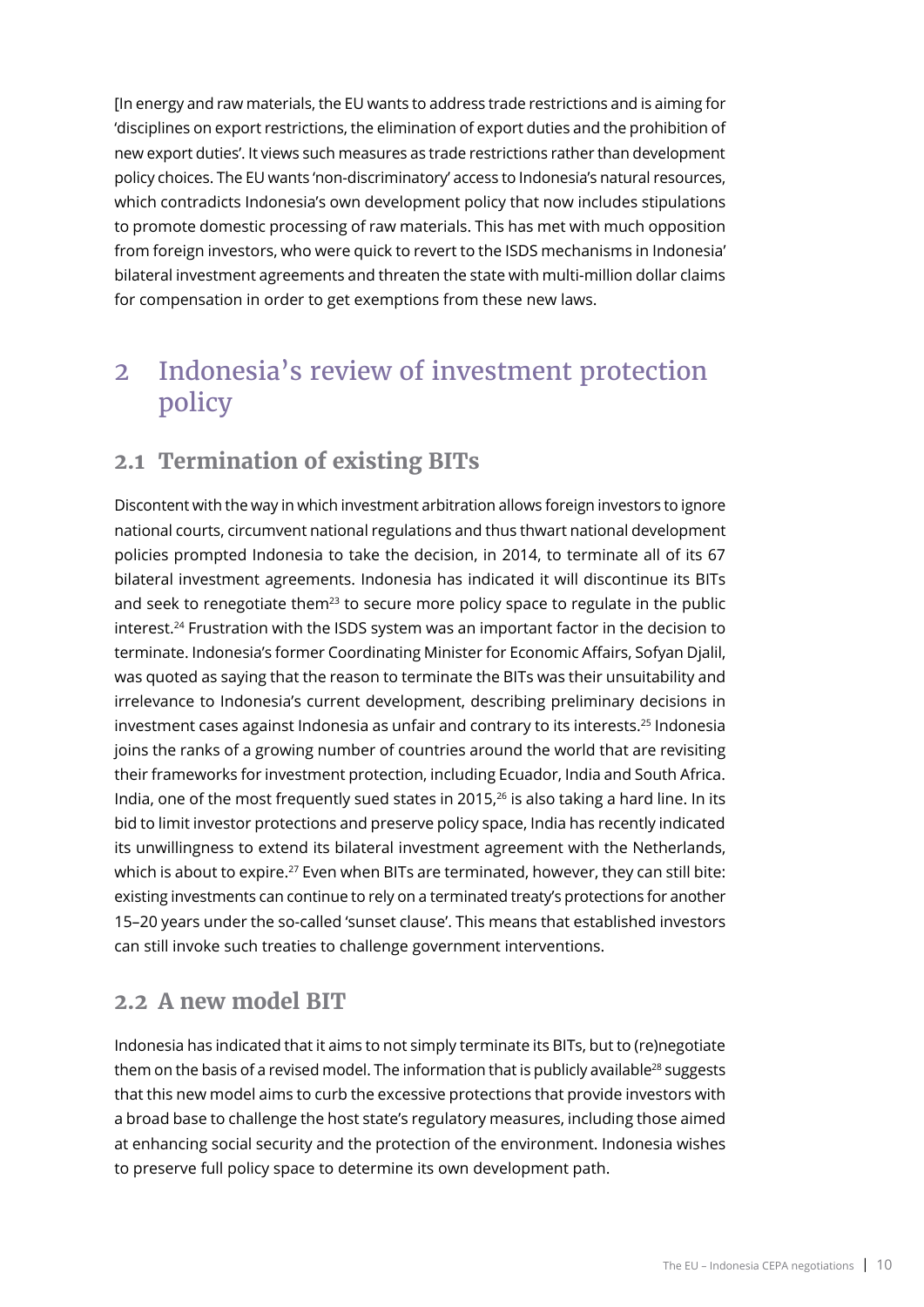[In energy and raw materials, the EU wants to address trade restrictions and is aiming for 'disciplines on export restrictions, the elimination of export duties and the prohibition of new export duties'. It views such measures as trade restrictions rather than development policy choices. The EU wants 'non-discriminatory' access to Indonesia's natural resources, which contradicts Indonesia's own development policy that now includes stipulations to promote domestic processing of raw materials. This has met with much opposition from foreign investors, who were quick to revert to the ISDS mechanisms in Indonesia' bilateral investment agreements and threaten the state with multi-million dollar claims for compensation in order to get exemptions from these new laws.

# 2 Indonesia's review of investment protection policy

## 2.1 Termination of existing BITs

Discontent with the way in which investment arbitration allows foreign investors to ignore national courts, circumvent national regulations and thus thwart national development policies prompted Indonesia to take the decision, in 2014, to terminate all of its 67 bilateral investment agreements. Indonesia has indicated it will discontinue its BITs and seek to renegotiate them[23] to secure more policy space to regulate in the public interest.[24] Frustration with the ISDS system was an important factor in the decision to terminate. Indonesia's former Coordinating Minister for Economic Affairs, Sofyan Djalil, was quoted as saying that the reason to terminate the BITs was their unsuitability and irrelevance to Indonesia's current development, describing preliminary decisions in investment cases against Indonesia as unfair and contrary to its interests.[25] Indonesia joins the ranks of a growing number of countries around the world that are revisiting their frameworks for investment protection, including Ecuador, India and South Africa. India, one of the most frequently sued states in 2015,[26] is also taking a hard line. In its bid to limit investor protections and preserve policy space, India has recently indicated its unwillingness to extend its bilateral investment agreement with the Netherlands, which is about to expire.[27] Even when BITs are terminated, however, they can still bite: existing investments can continue to rely on a terminated treaty's protections for another 15–20 years under the so-called 'sunset clause'. This means that established investors can still invoke such treaties to challenge government interventions.

## 2.2 A new model BIT

Indonesia has indicated that it aims to not simply terminate its BITs, but to (re)negotiate them on the basis of a revised model. The information that is publicly available[28] suggests that this new model aims to curb the excessive protections that provide investors with a broad base to challenge the host state's regulatory measures, including those aimed at enhancing social security and the protection of the environment. Indonesia wishes to preserve full policy space to determine its own development path.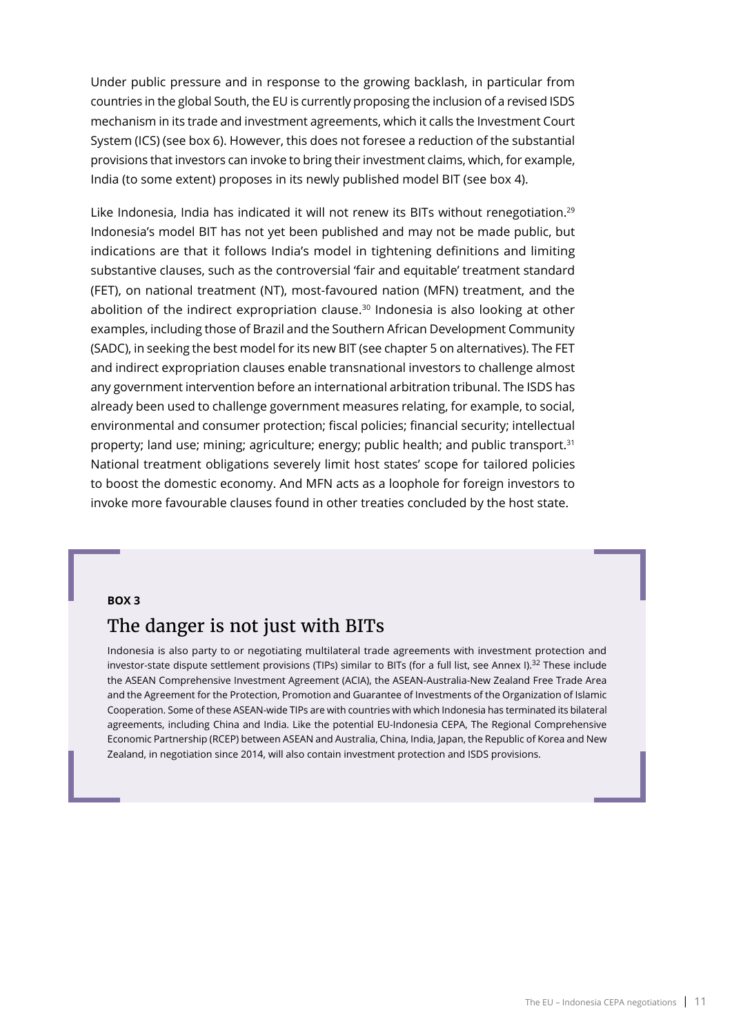Under public pressure and in response to the growing backlash, in particular from countries in the global South, the EU is currently proposing the inclusion of a revised ISDS mechanism in its trade and investment agreements, which it calls the Investment Court System (ICS) (see box 6). However, this does not foresee a reduction of the substantial provisions that investors can invoke to bring their investment claims, which, for example, India (to some extent) proposes in its newly published model BIT (see box 4).

Like Indonesia, India has indicated it will not renew its BITs without renegotiation.[29] Indonesia's model BIT has not yet been published and may not be made public, but indications are that it follows India's model in tightening definitions and limiting substantive clauses, such as the controversial 'fair and equitable' treatment standard (FET), on national treatment (NT), most-favoured nation (MFN) treatment, and the abolition of the indirect expropriation clause.[30] Indonesia is also looking at other examples, including those of Brazil and the Southern African Development Community (SADC), in seeking the best model for its new BIT (see chapter 5 on alternatives). The FET and indirect expropriation clauses enable transnational investors to challenge almost any government intervention before an international arbitration tribunal. The ISDS has already been used to challenge government measures relating, for example, to social, environmental and consumer protection; fiscal policies; financial security; intellectual property; land use; mining; agriculture; energy; public health; and public transport.[31] National treatment obligations severely limit host states' scope for tailored policies to boost the domestic economy. And MFN acts as a loophole for foreign investors to invoke more favourable clauses found in other treaties concluded by the host state.

**BOX 3**

## The danger is not just with BITs

Indonesia is also party to or negotiating multilateral trade agreements with investment protection and investor-state dispute settlement provisions (TIPs) similar to BITs (for a full list, see Annex I).[32] These include the ASEAN Comprehensive Investment Agreement (ACIA), the ASEAN-Australia-New Zealand Free Trade Area and the Agreement for the Protection, Promotion and Guarantee of Investments of the Organization of Islamic Cooperation. Some of these ASEAN-wide TIPs are with countries with which Indonesia has terminated its bilateral agreements, including China and India. Like the potential EU-Indonesia CEPA, The Regional Comprehensive Economic Partnership (RCEP) between ASEAN and Australia, China, India, Japan, the Republic of Korea and New Zealand, in negotiation since 2014, will also contain investment protection and ISDS provisions.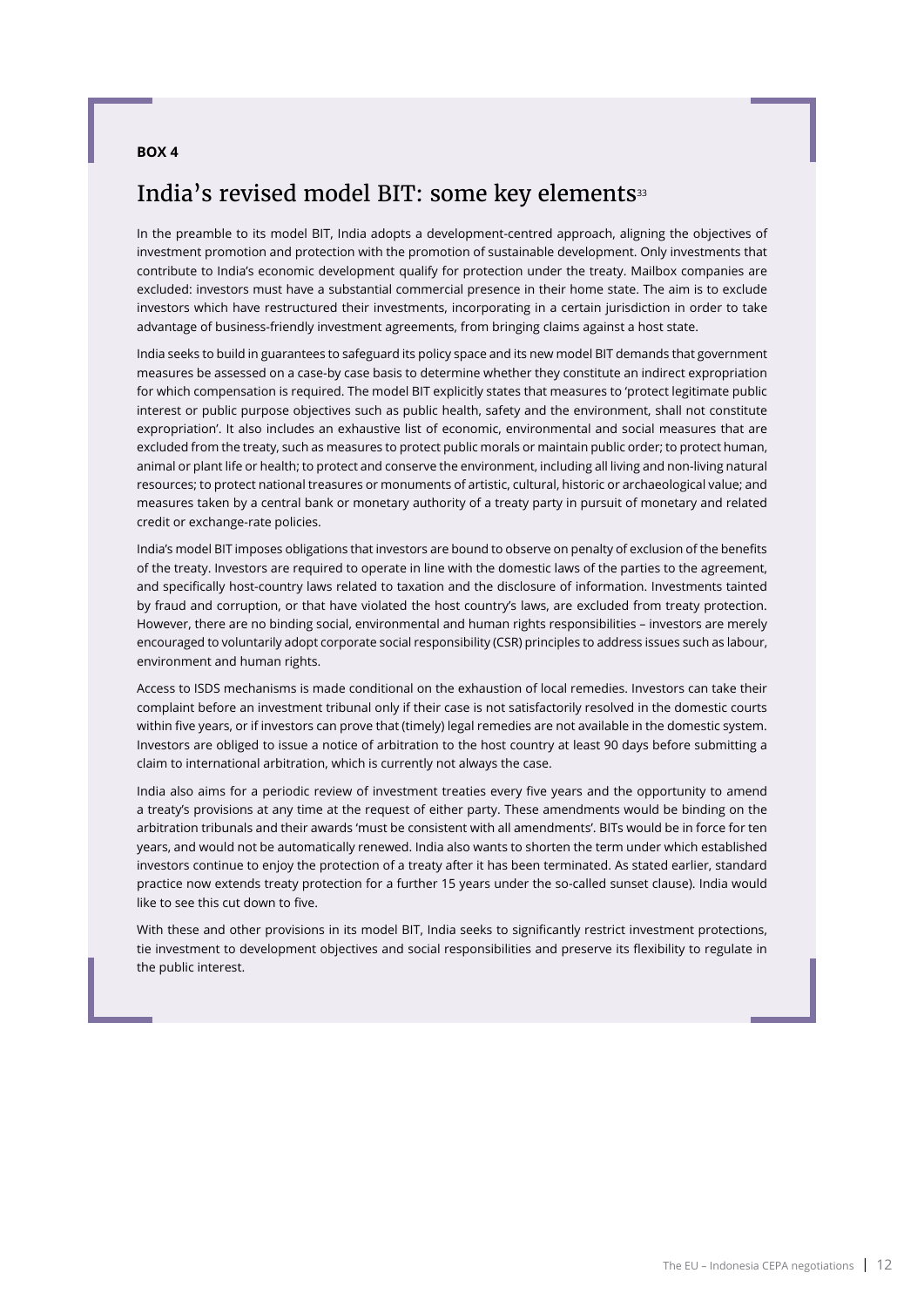**BOX 4**

## India's revised model BIT: some key elements[33]

In the preamble to its model BIT, India adopts a development-centred approach, aligning the objectives of investment promotion and protection with the promotion of sustainable development. Only investments that contribute to India's economic development qualify for protection under the treaty. Mailbox companies are excluded: investors must have a substantial commercial presence in their home state. The aim is to exclude investors which have restructured their investments, incorporating in a certain jurisdiction in order to take advantage of business-friendly investment agreements, from bringing claims against a host state.

India seeks to build in guarantees to safeguard its policy space and its new model BIT demands that government measures be assessed on a case-by case basis to determine whether they constitute an indirect expropriation for which compensation is required. The model BIT explicitly states that measures to 'protect legitimate public interest or public purpose objectives such as public health, safety and the environment, shall not constitute expropriation'. It also includes an exhaustive list of economic, environmental and social measures that are excluded from the treaty, such as measures to protect public morals or maintain public order; to protect human, animal or plant life or health; to protect and conserve the environment, including all living and non-living natural resources; to protect national treasures or monuments of artistic, cultural, historic or archaeological value; and measures taken by a central bank or monetary authority of a treaty party in pursuit of monetary and related credit or exchange-rate policies.

India's model BIT imposes obligations that investors are bound to observe on penalty of exclusion of the benefits of the treaty. Investors are required to operate in line with the domestic laws of the parties to the agreement, and specifically host-country laws related to taxation and the disclosure of information. Investments tainted by fraud and corruption, or that have violated the host country's laws, are excluded from treaty protection. However, there are no binding social, environmental and human rights responsibilities – investors are merely encouraged to voluntarily adopt corporate social responsibility (CSR) principles to address issues such as labour, environment and human rights.

Access to ISDS mechanisms is made conditional on the exhaustion of local remedies. Investors can take their complaint before an investment tribunal only if their case is not satisfactorily resolved in the domestic courts within five years, or if investors can prove that (timely) legal remedies are not available in the domestic system. Investors are obliged to issue a notice of arbitration to the host country at least 90 days before submitting a claim to international arbitration, which is currently not always the case.

India also aims for a periodic review of investment treaties every five years and the opportunity to amend a treaty's provisions at any time at the request of either party. These amendments would be binding on the arbitration tribunals and their awards 'must be consistent with all amendments'. BITs would be in force for ten years, and would not be automatically renewed. India also wants to shorten the term under which established investors continue to enjoy the protection of a treaty after it has been terminated. As stated earlier, standard practice now extends treaty protection for a further 15 years under the so-called sunset clause). India would like to see this cut down to five.

With these and other provisions in its model BIT, India seeks to significantly restrict investment protections, tie investment to development objectives and social responsibilities and preserve its flexibility to regulate in the public interest.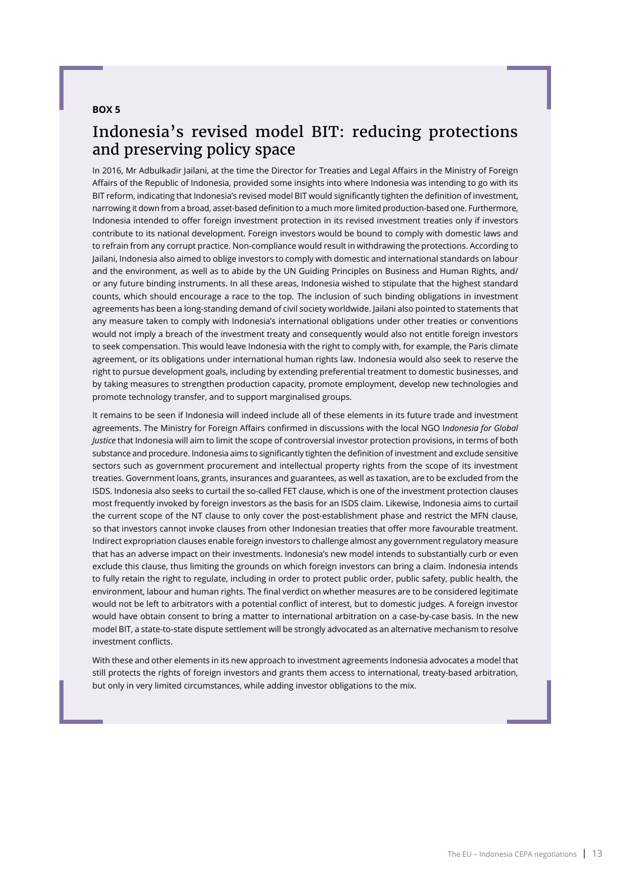**BOX 5**

## Indonesia's revised model BIT: reducing protections and preserving policy space

In 2016, Mr Adbulkadir Jailani, at the time the Director for Treaties and Legal Affairs in the Ministry of Foreign Affairs of the Republic of Indonesia, provided some insights into where Indonesia was intending to go with its BIT reform, indicating that Indonesia's revised model BIT would significantly tighten the definition of investment, narrowing it down from a broad, asset-based definition to a much more limited production-based one. Furthermore, Indonesia intended to offer foreign investment protection in its revised investment treaties only if investors contribute to its national development. Foreign investors would be bound to comply with domestic laws and to refrain from any corrupt practice. Non-compliance would result in withdrawing the protections. According to Jailani, Indonesia also aimed to oblige investors to comply with domestic and international standards on labour and the environment, as well as to abide by the UN Guiding Principles on Business and Human Rights, and/ or any future binding instruments. In all these areas, Indonesia wished to stipulate that the highest standard counts, which should encourage a race to the top. The inclusion of such binding obligations in investment agreements has been a long-standing demand of civil society worldwide. Jailani also pointed to statements that any measure taken to comply with Indonesia's international obligations under other treaties or conventions would not imply a breach of the investment treaty and consequently would also not entitle foreign investors to seek compensation. This would leave Indonesia with the right to comply with, for example, the Paris climate agreement, or its obligations under international human rights law. Indonesia would also seek to reserve the right to pursue development goals, including by extending preferential treatment to domestic businesses, and by taking measures to strengthen production capacity, promote employment, develop new technologies and promote technology transfer, and to support marginalised groups.

It remains to be seen if Indonesia will indeed include all of these elements in its future trade and investment agreements. The Ministry for Foreign Affairs confirmed in discussions with the local NGO I*ndonesia for Global Justice* that Indonesia will aim to limit the scope of controversial investor protection provisions, in terms of both substance and procedure. Indonesia aims to significantly tighten the definition of investment and exclude sensitive sectors such as government procurement and intellectual property rights from the scope of its investment treaties. Government loans, grants, insurances and guarantees, as well as taxation, are to be excluded from the ISDS. Indonesia also seeks to curtail the so-called FET clause, which is one of the investment protection clauses most frequently invoked by foreign investors as the basis for an ISDS claim. Likewise, Indonesia aims to curtail the current scope of the NT clause to only cover the post-establishment phase and restrict the MFN clause, so that investors cannot invoke clauses from other Indonesian treaties that offer more favourable treatment. Indirect expropriation clauses enable foreign investors to challenge almost any government regulatory measure that has an adverse impact on their investments. Indonesia's new model intends to substantially curb or even exclude this clause, thus limiting the grounds on which foreign investors can bring a claim. Indonesia intends to fully retain the right to regulate, including in order to protect public order, public safety, public health, the environment, labour and human rights. The final verdict on whether measures are to be considered legitimate would not be left to arbitrators with a potential conflict of interest, but to domestic judges. A foreign investor would have obtain consent to bring a matter to international arbitration on a case-by-case basis. In the new model BIT, a state-to-state dispute settlement will be strongly advocated as an alternative mechanism to resolve investment conflicts.

With these and other elements in its new approach to investment agreements Indonesia advocates a model that still protects the rights of foreign investors and grants them access to international, treaty-based arbitration, but only in very limited circumstances, while adding investor obligations to the mix.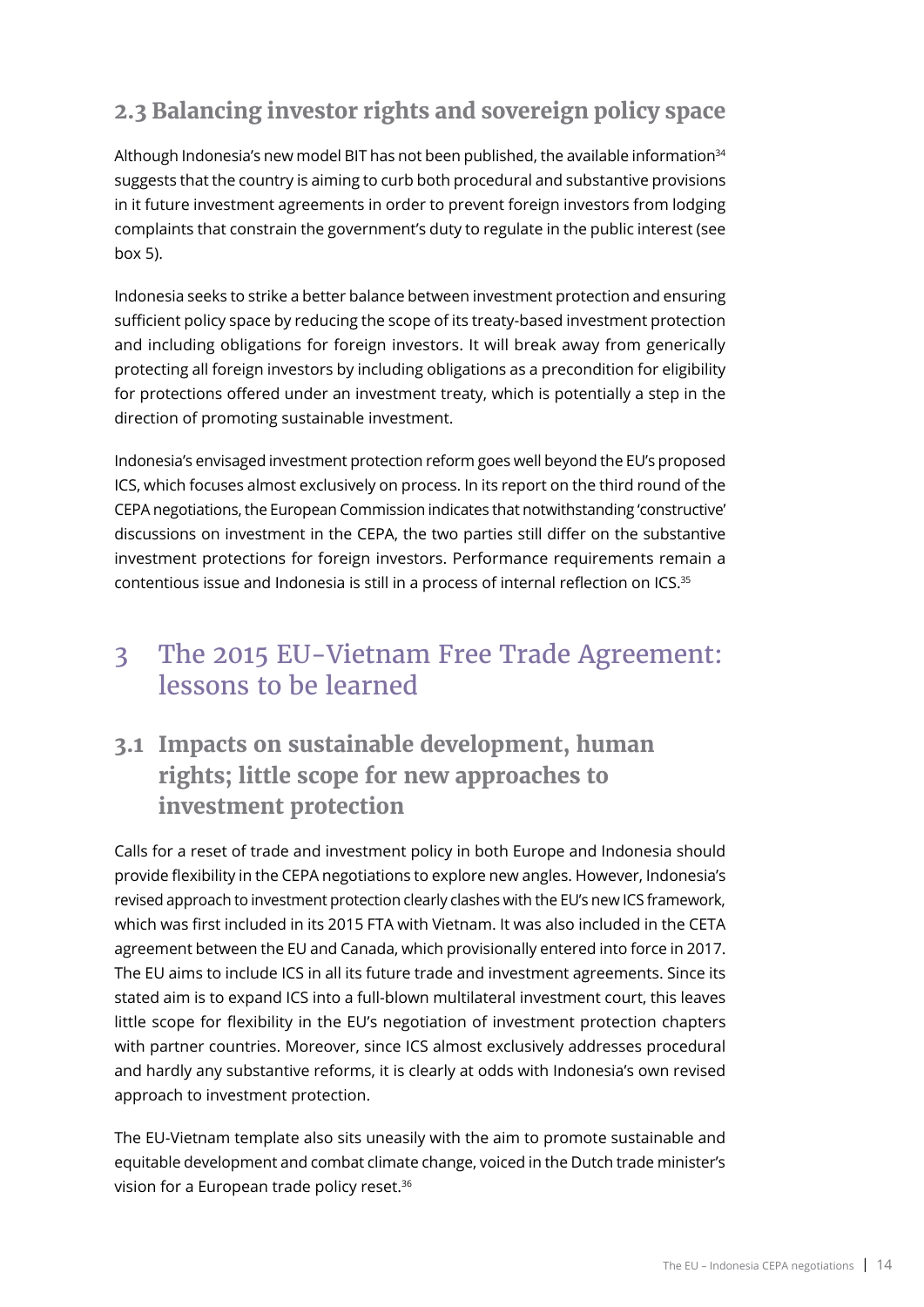## 2.3 Balancing investor rights and sovereign policy space

Although Indonesia's new model BIT has not been published, the available information[34] suggests that the country is aiming to curb both procedural and substantive provisions in it future investment agreements in order to prevent foreign investors from lodging complaints that constrain the government's duty to regulate in the public interest (see box 5).

Indonesia seeks to strike a better balance between investment protection and ensuring sufficient policy space by reducing the scope of its treaty-based investment protection and including obligations for foreign investors. It will break away from generically protecting all foreign investors by including obligations as a precondition for eligibility for protections offered under an investment treaty, which is potentially a step in the direction of promoting sustainable investment.

Indonesia's envisaged investment protection reform goes well beyond the EU's proposed ICS, which focuses almost exclusively on process. In its report on the third round of the CEPA negotiations, the European Commission indicates that notwithstanding 'constructive' discussions on investment in the CEPA, the two parties still differ on the substantive investment protections for foreign investors. Performance requirements remain a contentious issue and Indonesia is still in a process of internal reflection on ICS.[35]

# 3 The 2015 EU-Vietnam Free Trade Agreement: lessons to be learned

## 3.1 Impacts on sustainable development, human rights; little scope for new approaches to investment protection

Calls for a reset of trade and investment policy in both Europe and Indonesia should provide flexibility in the CEPA negotiations to explore new angles. However, Indonesia's revised approach to investment protection clearly clashes with the EU's new ICS framework, which was first included in its 2015 FTA with Vietnam. It was also included in the CETA agreement between the EU and Canada, which provisionally entered into force in 2017. The EU aims to include ICS in all its future trade and investment agreements. Since its stated aim is to expand ICS into a full-blown multilateral investment court, this leaves little scope for flexibility in the EU's negotiation of investment protection chapters with partner countries. Moreover, since ICS almost exclusively addresses procedural and hardly any substantive reforms, it is clearly at odds with Indonesia's own revised approach to investment protection.

The EU-Vietnam template also sits uneasily with the aim to promote sustainable and equitable development and combat climate change, voiced in the Dutch trade minister's vision for a European trade policy reset.[36]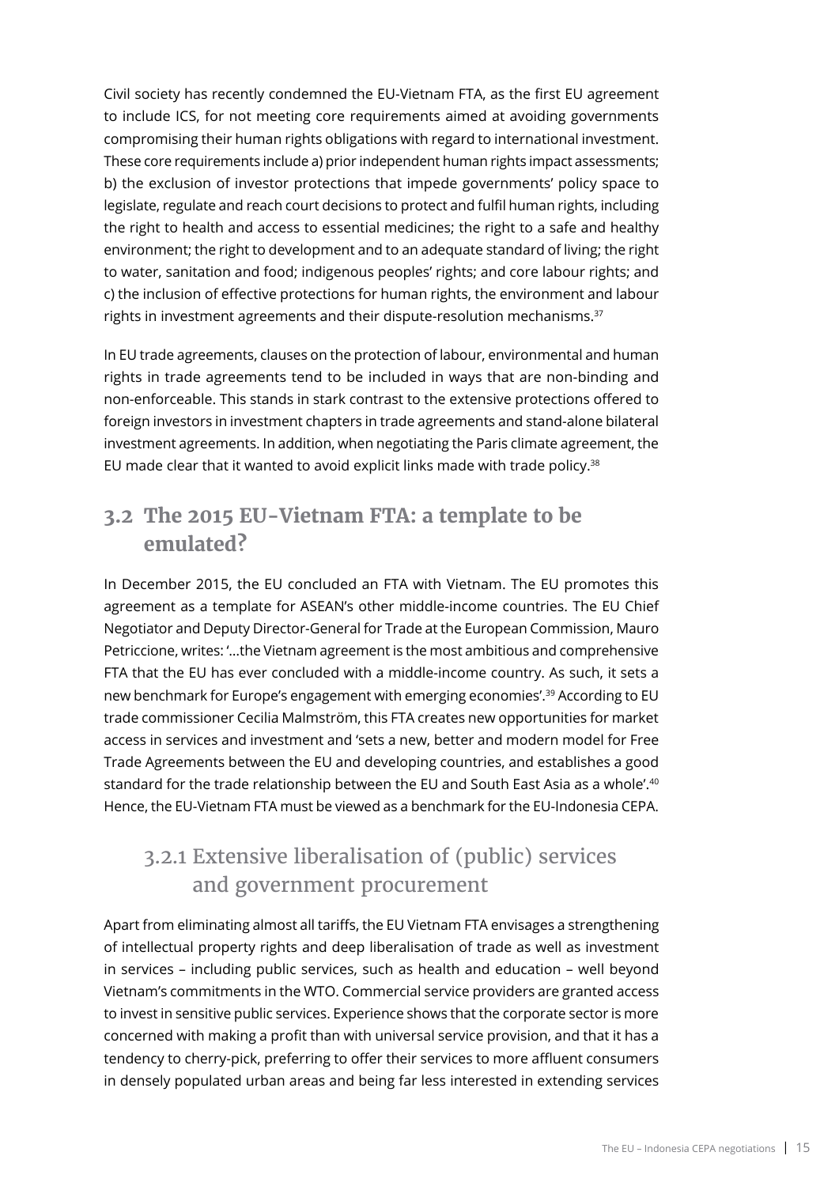Civil society has recently condemned the EU-Vietnam FTA, as the first EU agreement to include ICS, for not meeting core requirements aimed at avoiding governments compromising their human rights obligations with regard to international investment. These core requirements include a) prior independent human rights impact assessments; b) the exclusion of investor protections that impede governments' policy space to legislate, regulate and reach court decisions to protect and fulfil human rights, including the right to health and access to essential medicines; the right to a safe and healthy environment; the right to development and to an adequate standard of living; the right to water, sanitation and food; indigenous peoples' rights; and core labour rights; and c) the inclusion of effective protections for human rights, the environment and labour rights in investment agreements and their dispute-resolution mechanisms.[37]

In EU trade agreements, clauses on the protection of labour, environmental and human rights in trade agreements tend to be included in ways that are non-binding and non-enforceable. This stands in stark contrast to the extensive protections offered to foreign investors in investment chapters in trade agreements and stand-alone bilateral investment agreements. In addition, when negotiating the Paris climate agreement, the EU made clear that it wanted to avoid explicit links made with trade policy.[38]

## 3.2 The 2015 EU-Vietnam FTA: a template to be emulated?

In December 2015, the EU concluded an FTA with Vietnam. The EU promotes this agreement as a template for ASEAN's other middle-income countries. The EU Chief Negotiator and Deputy Director-General for Trade at the European Commission, Mauro Petriccione, writes: '...the Vietnam agreement is the most ambitious and comprehensive FTA that the EU has ever concluded with a middle-income country. As such, it sets a new benchmark for Europe's engagement with emerging economies'.[39] According to EU trade commissioner Cecilia Malmström, this FTA creates new opportunities for market access in services and investment and 'sets a new, better and modern model for Free Trade Agreements between the EU and developing countries, and establishes a good standard for the trade relationship between the EU and South East Asia as a whole'.[40] Hence, the EU-Vietnam FTA must be viewed as a benchmark for the EU-Indonesia CEPA.

### 3.2.1 Extensive liberalisation of (public) services and government procurement

Apart from eliminating almost all tariffs, the EU Vietnam FTA envisages a strengthening of intellectual property rights and deep liberalisation of trade as well as investment in services – including public services, such as health and education – well beyond Vietnam's commitments in the WTO. Commercial service providers are granted access to invest in sensitive public services. Experience shows that the corporate sector is more concerned with making a profit than with universal service provision, and that it has a tendency to cherry-pick, preferring to offer their services to more affluent consumers in densely populated urban areas and being far less interested in extending services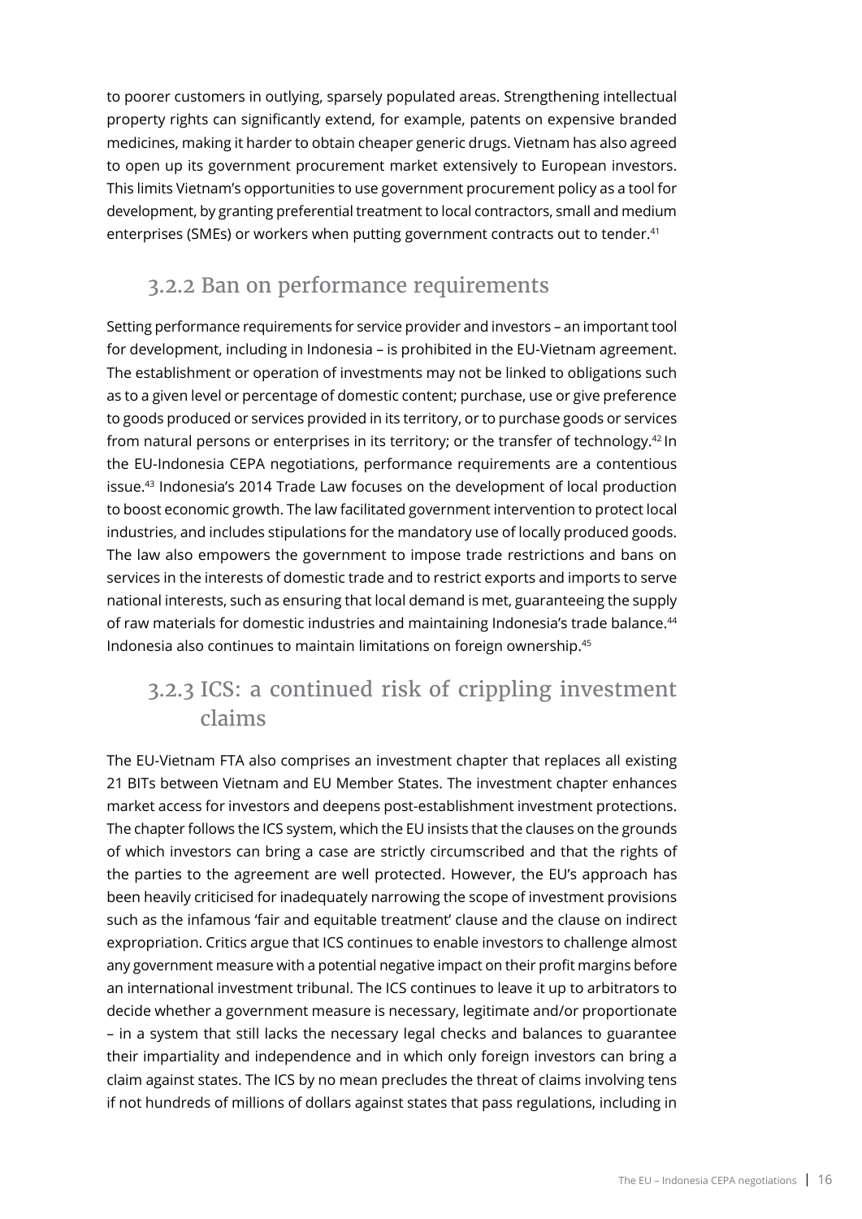to poorer customers in outlying, sparsely populated areas. Strengthening intellectual property rights can significantly extend, for example, patents on expensive branded medicines, making it harder to obtain cheaper generic drugs. Vietnam has also agreed to open up its government procurement market extensively to European investors. This limits Vietnam's opportunities to use government procurement policy as a tool for development, by granting preferential treatment to local contractors, small and medium enterprises (SMEs) or workers when putting government contracts out to tender.[41]

### 3.2.2 Ban on performance requirements

Setting performance requirements for service provider and investors – an important tool for development, including in Indonesia – is prohibited in the EU-Vietnam agreement. The establishment or operation of investments may not be linked to obligations such as to a given level or percentage of domestic content; purchase, use or give preference to goods produced or services provided in its territory, or to purchase goods or services from natural persons or enterprises in its territory; or the transfer of technology.[42] In the EU-Indonesia CEPA negotiations, performance requirements are a contentious issue.[43] Indonesia's 2014 Trade Law focuses on the development of local production to boost economic growth. The law facilitated government intervention to protect local industries, and includes stipulations for the mandatory use of locally produced goods. The law also empowers the government to impose trade restrictions and bans on services in the interests of domestic trade and to restrict exports and imports to serve national interests, such as ensuring that local demand is met, guaranteeing the supply of raw materials for domestic industries and maintaining Indonesia's trade balance.[44] Indonesia also continues to maintain limitations on foreign ownership.[45]

### 3.2.3 ICS: a continued risk of crippling investment claims

The EU-Vietnam FTA also comprises an investment chapter that replaces all existing 21 BITs between Vietnam and EU Member States. The investment chapter enhances market access for investors and deepens post-establishment investment protections. The chapter follows the ICS system, which the EU insists that the clauses on the grounds of which investors can bring a case are strictly circumscribed and that the rights of the parties to the agreement are well protected. However, the EU's approach has been heavily criticised for inadequately narrowing the scope of investment provisions such as the infamous 'fair and equitable treatment' clause and the clause on indirect expropriation. Critics argue that ICS continues to enable investors to challenge almost any government measure with a potential negative impact on their profit margins before an international investment tribunal. The ICS continues to leave it up to arbitrators to decide whether a government measure is necessary, legitimate and/or proportionate – in a system that still lacks the necessary legal checks and balances to guarantee their impartiality and independence and in which only foreign investors can bring a claim against states. The ICS by no mean precludes the threat of claims involving tens if not hundreds of millions of dollars against states that pass regulations, including in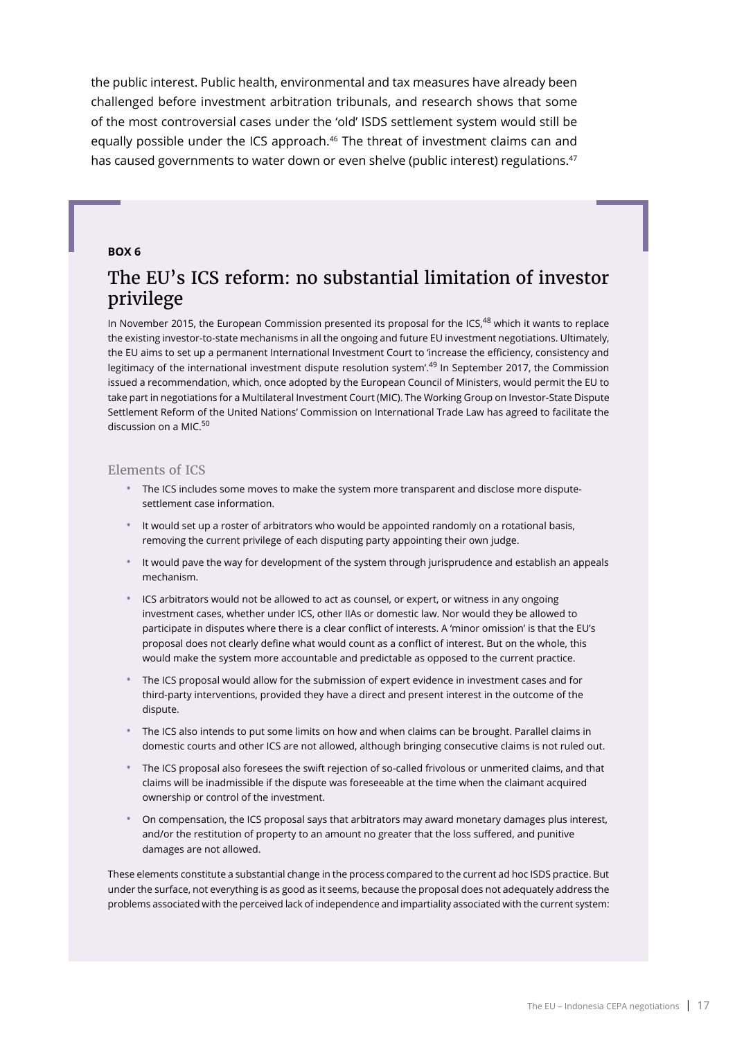the public interest. Public health, environmental and tax measures have already been challenged before investment arbitration tribunals, and research shows that some of the most controversial cases under the 'old' ISDS settlement system would still be equally possible under the ICS approach.[46] The threat of investment claims can and has caused governments to water down or even shelve (public interest) regulations.[47]

**BOX 6**

## The EU's ICS reform: no substantial limitation of investor privilege

In November 2015, the European Commission presented its proposal for the ICS,[48] which it wants to replace the existing investor-to-state mechanisms in all the ongoing and future EU investment negotiations. Ultimately, the EU aims to set up a permanent International Investment Court to 'increase the efficiency, consistency and legitimacy of the international investment dispute resolution system'.[49] In September 2017, the Commission issued a recommendation, which, once adopted by the European Council of Ministers, would permit the EU to take part in negotiations for a Multilateral Investment Court (MIC). The Working Group on Investor-State Dispute Settlement Reform of the United Nations' Commission on International Trade Law has agreed to facilitate the discussion on a MIC.[50]

### Elements of ICS

- The ICS includes some moves to make the system more transparent and disclose more dispute-settlement case information.
- It would set up a roster of arbitrators who would be appointed randomly on a rotational basis, removing the current privilege of each disputing party appointing their own judge.
- It would pave the way for development of the system through jurisprudence and establish an appeals mechanism.
- ICS arbitrators would not be allowed to act as counsel, or expert, or witness in any ongoing investment cases, whether under ICS, other IIAs or domestic law. Nor would they be allowed to participate in disputes where there is a clear conflict of interests. A 'minor omission' is that the EU's proposal does not clearly define what would count as a conflict of interest. But on the whole, this would make the system more accountable and predictable as opposed to the current practice.
- The ICS proposal would allow for the submission of expert evidence in investment cases and for third-party interventions, provided they have a direct and present interest in the outcome of the dispute.
- The ICS also intends to put some limits on how and when claims can be brought. Parallel claims in domestic courts and other ICS are not allowed, although bringing consecutive claims is not ruled out.
- The ICS proposal also foresees the swift rejection of so-called frivolous or unmerited claims, and that claims will be inadmissible if the dispute was foreseeable at the time when the claimant acquired ownership or control of the investment.
- On compensation, the ICS proposal says that arbitrators may award monetary damages plus interest, and/or the restitution of property to an amount no greater that the loss suffered, and punitive damages are not allowed.

These elements constitute a substantial change in the process compared to the current ad hoc ISDS practice. But under the surface, not everything is as good as it seems, because the proposal does not adequately address the problems associated with the perceived lack of independence and impartiality associated with the current system: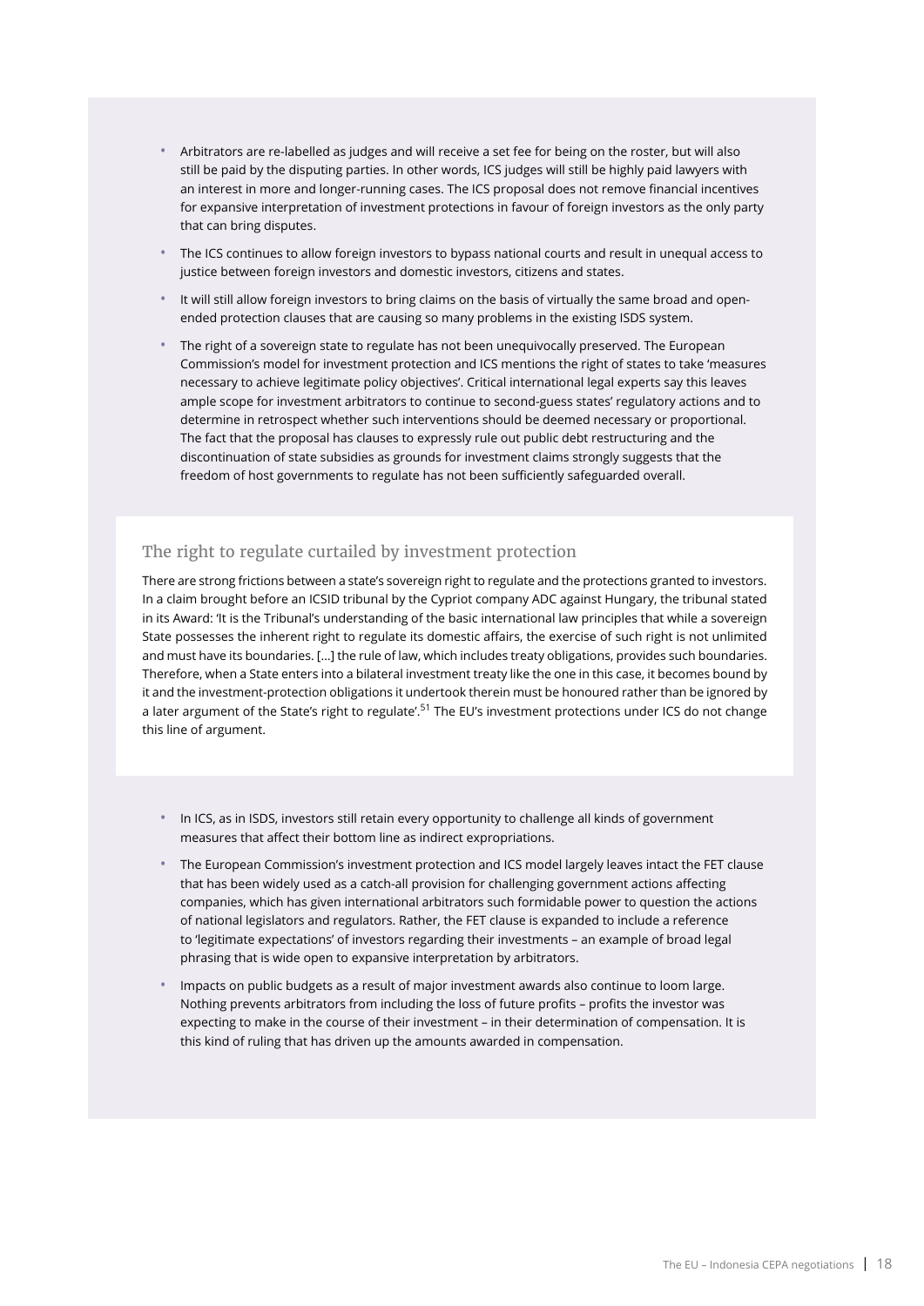- Arbitrators are re-labelled as judges and will receive a set fee for being on the roster, but will also still be paid by the disputing parties. In other words, ICS judges will still be highly paid lawyers with an interest in more and longer-running cases. The ICS proposal does not remove financial incentives for expansive interpretation of investment protections in favour of foreign investors as the only party that can bring disputes.
- The ICS continues to allow foreign investors to bypass national courts and result in unequal access to justice between foreign investors and domestic investors, citizens and states.
- It will still allow foreign investors to bring claims on the basis of virtually the same broad and open-ended protection clauses that are causing so many problems in the existing ISDS system.
- The right of a sovereign state to regulate has not been unequivocally preserved. The European Commission's model for investment protection and ICS mentions the right of states to take 'measures necessary to achieve legitimate policy objectives'. Critical international legal experts say this leaves ample scope for investment arbitrators to continue to second-guess states' regulatory actions and to determine in retrospect whether such interventions should be deemed necessary or proportional. The fact that the proposal has clauses to expressly rule out public debt restructuring and the discontinuation of state subsidies as grounds for investment claims strongly suggests that the freedom of host governments to regulate has not been sufficiently safeguarded overall.

### The right to regulate curtailed by investment protection

There are strong frictions between a state's sovereign right to regulate and the protections granted to investors. In a claim brought before an ICSID tribunal by the Cypriot company ADC against Hungary, the tribunal stated in its Award: 'It is the Tribunal's understanding of the basic international law principles that while a sovereign State possesses the inherent right to regulate its domestic affairs, the exercise of such right is not unlimited and must have its boundaries. [...] the rule of law, which includes treaty obligations, provides such boundaries. Therefore, when a State enters into a bilateral investment treaty like the one in this case, it becomes bound by it and the investment-protection obligations it undertook therein must be honoured rather than be ignored by a later argument of the State's right to regulate'.[51] The EU's investment protections under ICS do not change this line of argument.

- In ICS, as in ISDS, investors still retain every opportunity to challenge all kinds of government measures that affect their bottom line as indirect expropriations.
- The European Commission's investment protection and ICS model largely leaves intact the FET clause that has been widely used as a catch-all provision for challenging government actions affecting companies, which has given international arbitrators such formidable power to question the actions of national legislators and regulators. Rather, the FET clause is expanded to include a reference to 'legitimate expectations' of investors regarding their investments – an example of broad legal phrasing that is wide open to expansive interpretation by arbitrators.
- Impacts on public budgets as a result of major investment awards also continue to loom large. Nothing prevents arbitrators from including the loss of future profits – profits the investor was expecting to make in the course of their investment – in their determination of compensation. It is this kind of ruling that has driven up the amounts awarded in compensation.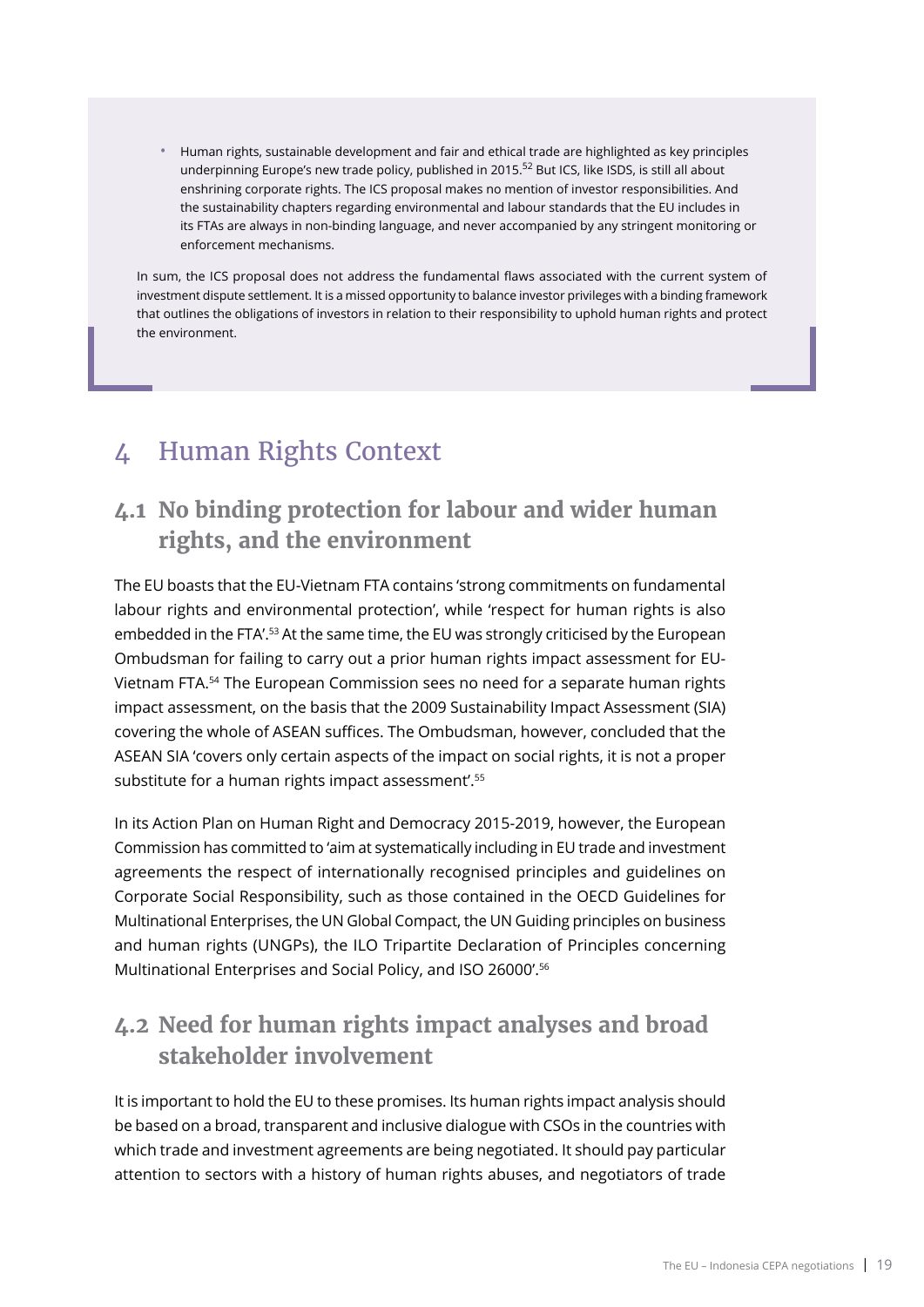- Human rights, sustainable development and fair and ethical trade are highlighted as key principles underpinning Europe's new trade policy, published in 2015.[52] But ICS, like ISDS, is still all about enshrining corporate rights. The ICS proposal makes no mention of investor responsibilities. And the sustainability chapters regarding environmental and labour standards that the EU includes in its FTAs are always in non-binding language, and never accompanied by any stringent monitoring or enforcement mechanisms.

In sum, the ICS proposal does not address the fundamental flaws associated with the current system of investment dispute settlement. It is a missed opportunity to balance investor privileges with a binding framework that outlines the obligations of investors in relation to their responsibility to uphold human rights and protect the environment.

# 4 Human Rights Context

## 4.1 No binding protection for labour and wider human rights, and the environment

The EU boasts that the EU-Vietnam FTA contains 'strong commitments on fundamental labour rights and environmental protection', while 'respect for human rights is also embedded in the FTA'.[53] At the same time, the EU was strongly criticised by the European Ombudsman for failing to carry out a prior human rights impact assessment for EU-Vietnam FTA.[54] The European Commission sees no need for a separate human rights impact assessment, on the basis that the 2009 Sustainability Impact Assessment (SIA) covering the whole of ASEAN suffices. The Ombudsman, however, concluded that the ASEAN SIA 'covers only certain aspects of the impact on social rights, it is not a proper substitute for a human rights impact assessment'.[55]

In its Action Plan on Human Right and Democracy 2015-2019, however, the European Commission has committed to 'aim at systematically including in EU trade and investment agreements the respect of internationally recognised principles and guidelines on Corporate Social Responsibility, such as those contained in the OECD Guidelines for Multinational Enterprises, the UN Global Compact, the UN Guiding principles on business and human rights (UNGPs), the ILO Tripartite Declaration of Principles concerning Multinational Enterprises and Social Policy, and ISO 26000'.[56]

## 4.2 Need for human rights impact analyses and broad stakeholder involvement

It is important to hold the EU to these promises. Its human rights impact analysis should be based on a broad, transparent and inclusive dialogue with CSOs in the countries with which trade and investment agreements are being negotiated. It should pay particular attention to sectors with a history of human rights abuses, and negotiators of trade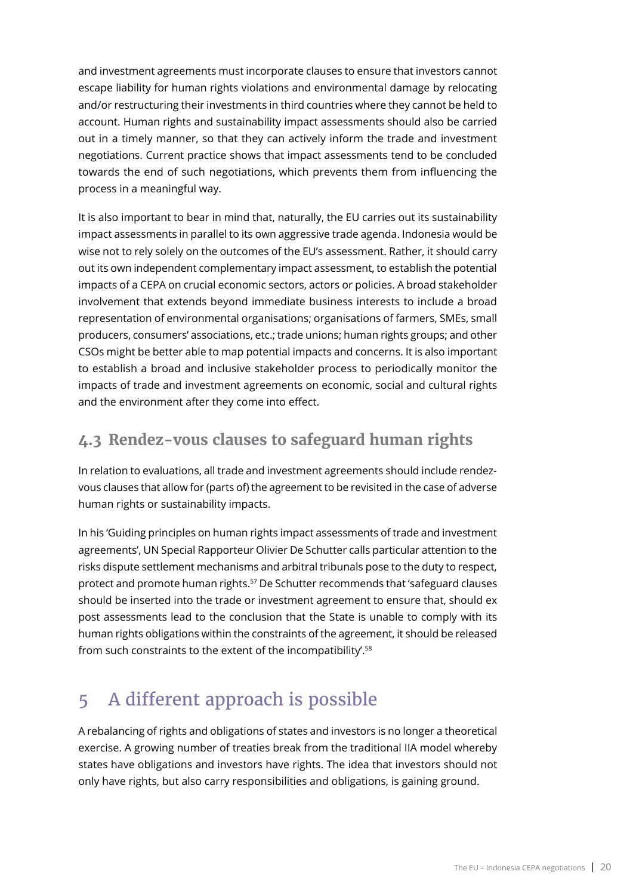and investment agreements must incorporate clauses to ensure that investors cannot escape liability for human rights violations and environmental damage by relocating and/or restructuring their investments in third countries where they cannot be held to account. Human rights and sustainability impact assessments should also be carried out in a timely manner, so that they can actively inform the trade and investment negotiations. Current practice shows that impact assessments tend to be concluded towards the end of such negotiations, which prevents them from influencing the process in a meaningful way.

It is also important to bear in mind that, naturally, the EU carries out its sustainability impact assessments in parallel to its own aggressive trade agenda. Indonesia would be wise not to rely solely on the outcomes of the EU's assessment. Rather, it should carry out its own independent complementary impact assessment, to establish the potential impacts of a CEPA on crucial economic sectors, actors or policies. A broad stakeholder involvement that extends beyond immediate business interests to include a broad representation of environmental organisations; organisations of farmers, SMEs, small producers, consumers' associations, etc.; trade unions; human rights groups; and other CSOs might be better able to map potential impacts and concerns. It is also important to establish a broad and inclusive stakeholder process to periodically monitor the impacts of trade and investment agreements on economic, social and cultural rights and the environment after they come into effect.

### 4.3 Rendez-vous clauses to safeguard human rights

In relation to evaluations, all trade and investment agreements should include rendez-vous clauses that allow for (parts of) the agreement to be revisited in the case of adverse human rights or sustainability impacts.

In his 'Guiding principles on human rights impact assessments of trade and investment agreements', UN Special Rapporteur Olivier De Schutter calls particular attention to the risks dispute settlement mechanisms and arbitral tribunals pose to the duty to respect, protect and promote human rights.[57] De Schutter recommends that 'safeguard clauses should be inserted into the trade or investment agreement to ensure that, should ex post assessments lead to the conclusion that the State is unable to comply with its human rights obligations within the constraints of the agreement, it should be released from such constraints to the extent of the incompatibility'.[58]

## 5 A different approach is possible

A rebalancing of rights and obligations of states and investors is no longer a theoretical exercise. A growing number of treaties break from the traditional IIA model whereby states have obligations and investors have rights. The idea that investors should not only have rights, but also carry responsibilities and obligations, is gaining ground.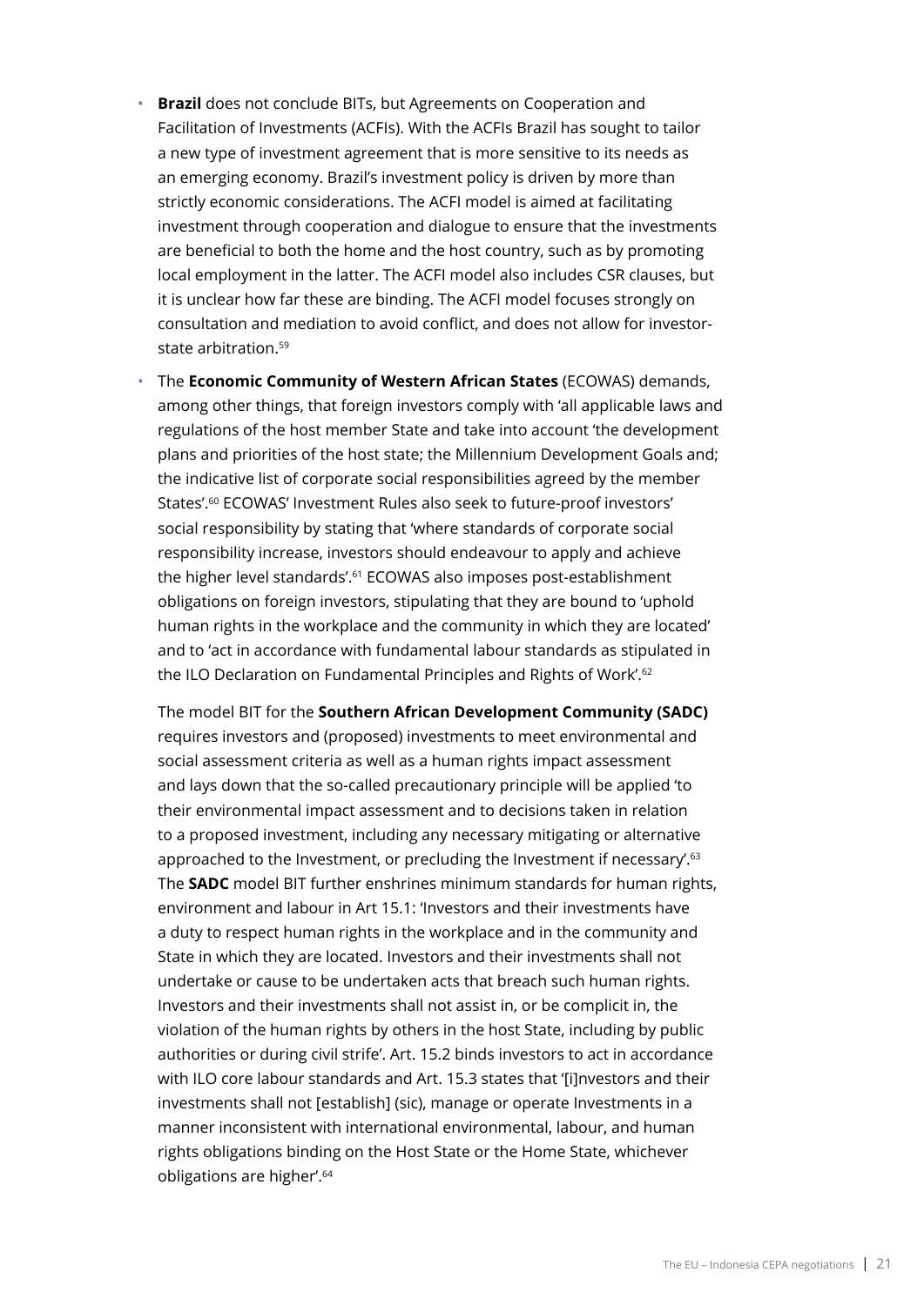- **Brazil** does not conclude BITs, but Agreements on Cooperation and Facilitation of Investments (ACFIs). With the ACFIs Brazil has sought to tailor a new type of investment agreement that is more sensitive to its needs as an emerging economy. Brazil's investment policy is driven by more than strictly economic considerations. The ACFI model is aimed at facilitating investment through cooperation and dialogue to ensure that the investments are beneficial to both the home and the host country, such as by promoting local employment in the latter. The ACFI model also includes CSR clauses, but it is unclear how far these are binding. The ACFI model focuses strongly on consultation and mediation to avoid conflict, and does not allow for investor-state arbitration.[59]

- The **Economic Community of Western African States** (ECOWAS) demands, among other things, that foreign investors comply with 'all applicable laws and regulations of the host member State and take into account 'the development plans and priorities of the host state; the Millennium Development Goals and; the indicative list of corporate social responsibilities agreed by the member States'.[60] ECOWAS' Investment Rules also seek to future-proof investors' social responsibility by stating that 'where standards of corporate social responsibility increase, investors should endeavour to apply and achieve the higher level standards'.[61] ECOWAS also imposes post-establishment obligations on foreign investors, stipulating that they are bound to 'uphold human rights in the workplace and the community in which they are located' and to 'act in accordance with fundamental labour standards as stipulated in the ILO Declaration on Fundamental Principles and Rights of Work'.[62]

  The model BIT for the **Southern African Development Community (SADC)** requires investors and (proposed) investments to meet environmental and social assessment criteria as well as a human rights impact assessment and lays down that the so-called precautionary principle will be applied 'to their environmental impact assessment and to decisions taken in relation to a proposed investment, including any necessary mitigating or alternative approached to the Investment, or precluding the Investment if necessary'.[63] The **SADC** model BIT further enshrines minimum standards for human rights, environment and labour in Art 15.1: 'Investors and their investments have a duty to respect human rights in the workplace and in the community and State in which they are located. Investors and their investments shall not undertake or cause to be undertaken acts that breach such human rights. Investors and their investments shall not assist in, or be complicit in, the violation of the human rights by others in the host State, including by public authorities or during civil strife'. Art. 15.2 binds investors to act in accordance with ILO core labour standards and Art. 15.3 states that '[i]nvestors and their investments shall not [establish] (sic), manage or operate Investments in a manner inconsistent with international environmental, labour, and human rights obligations binding on the Host State or the Home State, whichever obligations are higher'.[64]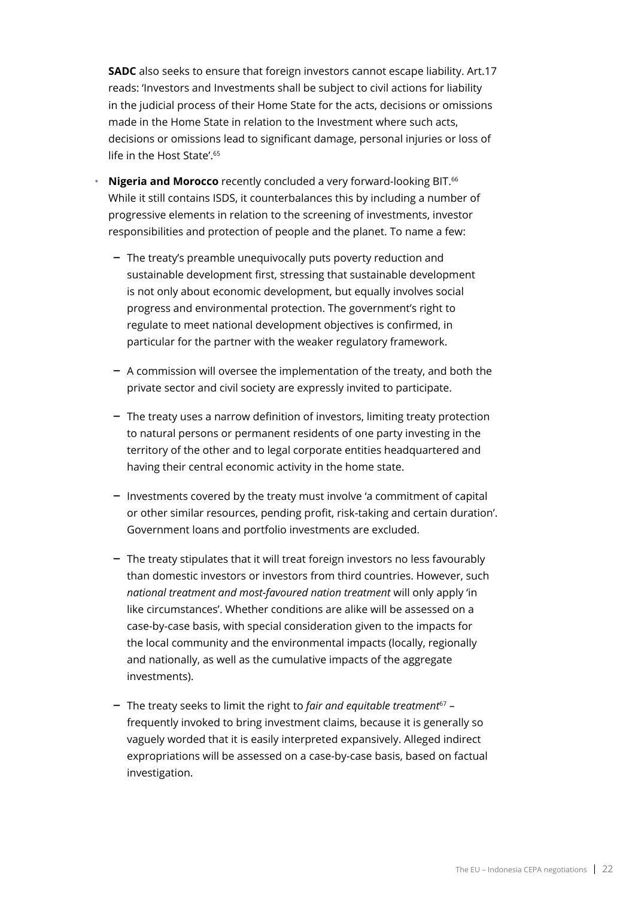**SADC** also seeks to ensure that foreign investors cannot escape liability. Art.17 reads: 'Investors and Investments shall be subject to civil actions for liability in the judicial process of their Home State for the acts, decisions or omissions made in the Home State in relation to the Investment where such acts, decisions or omissions lead to significant damage, personal injuries or loss of life in the Host State'.[65]

- **Nigeria and Morocco** recently concluded a very forward-looking BIT.[66] While it still contains ISDS, it counterbalances this by including a number of progressive elements in relation to the screening of investments, investor responsibilities and protection of people and the planet. To name a few:
  - The treaty's preamble unequivocally puts poverty reduction and sustainable development first, stressing that sustainable development is not only about economic development, but equally involves social progress and environmental protection. The government's right to regulate to meet national development objectives is confirmed, in particular for the partner with the weaker regulatory framework.
  - A commission will oversee the implementation of the treaty, and both the private sector and civil society are expressly invited to participate.
  - The treaty uses a narrow definition of investors, limiting treaty protection to natural persons or permanent residents of one party investing in the territory of the other and to legal corporate entities headquartered and having their central economic activity in the home state.
  - Investments covered by the treaty must involve 'a commitment of capital or other similar resources, pending profit, risk-taking and certain duration'. Government loans and portfolio investments are excluded.
  - The treaty stipulates that it will treat foreign investors no less favourably than domestic investors or investors from third countries. However, such *national treatment and most-favoured nation treatment* will only apply 'in like circumstances'. Whether conditions are alike will be assessed on a case-by-case basis, with special consideration given to the impacts for the local community and the environmental impacts (locally, regionally and nationally, as well as the cumulative impacts of the aggregate investments).
  - The treaty seeks to limit the right to *fair and equitable treatment*[67] – frequently invoked to bring investment claims, because it is generally so vaguely worded that it is easily interpreted expansively. Alleged indirect expropriations will be assessed on a case-by-case basis, based on factual investigation.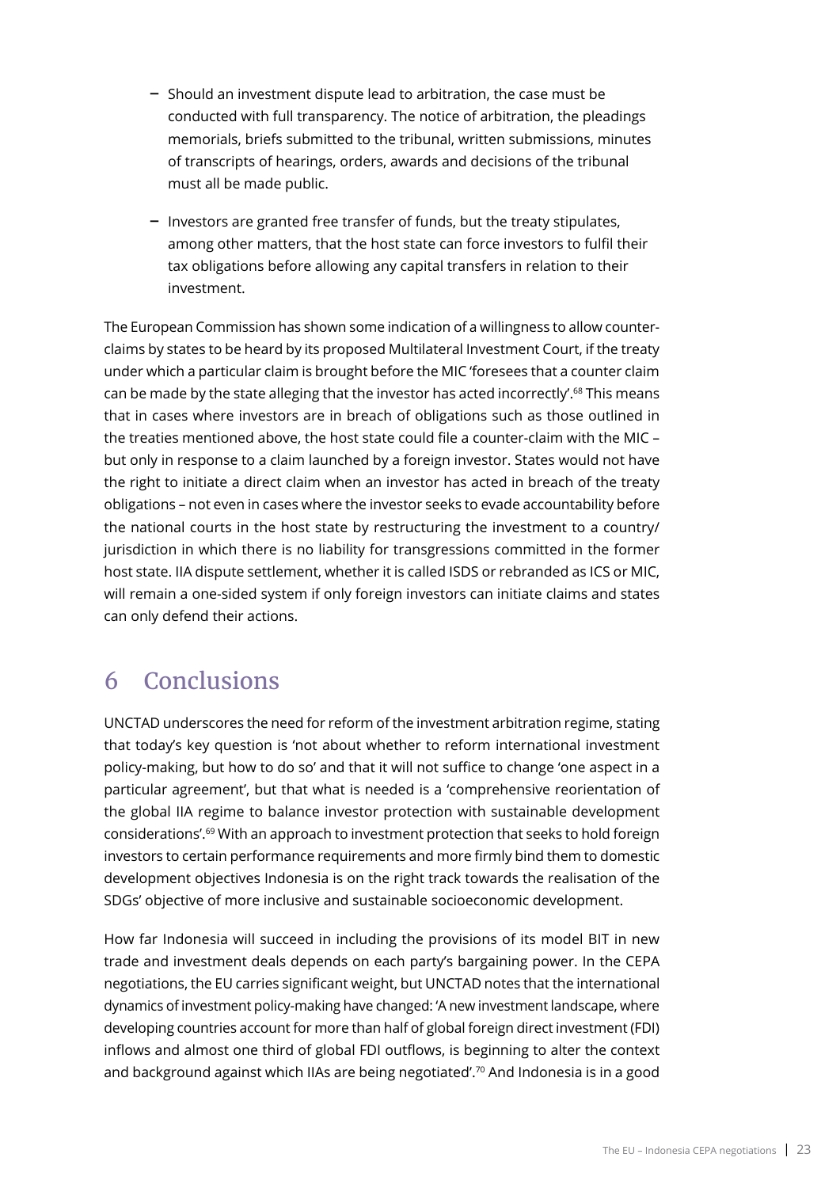- Should an investment dispute lead to arbitration, the case must be conducted with full transparency. The notice of arbitration, the pleadings memorials, briefs submitted to the tribunal, written submissions, minutes of transcripts of hearings, orders, awards and decisions of the tribunal must all be made public.
- Investors are granted free transfer of funds, but the treaty stipulates, among other matters, that the host state can force investors to fulfil their tax obligations before allowing any capital transfers in relation to their investment.

The European Commission has shown some indication of a willingness to allow counter-claims by states to be heard by its proposed Multilateral Investment Court, if the treaty under which a particular claim is brought before the MIC 'foresees that a counter claim can be made by the state alleging that the investor has acted incorrectly'.[68] This means that in cases where investors are in breach of obligations such as those outlined in the treaties mentioned above, the host state could file a counter-claim with the MIC – but only in response to a claim launched by a foreign investor. States would not have the right to initiate a direct claim when an investor has acted in breach of the treaty obligations – not even in cases where the investor seeks to evade accountability before the national courts in the host state by restructuring the investment to a country/ jurisdiction in which there is no liability for transgressions committed in the former host state. IIA dispute settlement, whether it is called ISDS or rebranded as ICS or MIC, will remain a one-sided system if only foreign investors can initiate claims and states can only defend their actions.

# 6 Conclusions

UNCTAD underscores the need for reform of the investment arbitration regime, stating that today's key question is 'not about whether to reform international investment policy-making, but how to do so' and that it will not suffice to change 'one aspect in a particular agreement', but that what is needed is a 'comprehensive reorientation of the global IIA regime to balance investor protection with sustainable development considerations'.[69] With an approach to investment protection that seeks to hold foreign investors to certain performance requirements and more firmly bind them to domestic development objectives Indonesia is on the right track towards the realisation of the SDGs' objective of more inclusive and sustainable socioeconomic development.

How far Indonesia will succeed in including the provisions of its model BIT in new trade and investment deals depends on each party's bargaining power. In the CEPA negotiations, the EU carries significant weight, but UNCTAD notes that the international dynamics of investment policy-making have changed: 'A new investment landscape, where developing countries account for more than half of global foreign direct investment (FDI) inflows and almost one third of global FDI outflows, is beginning to alter the context and background against which IIAs are being negotiated'.[70] And Indonesia is in a good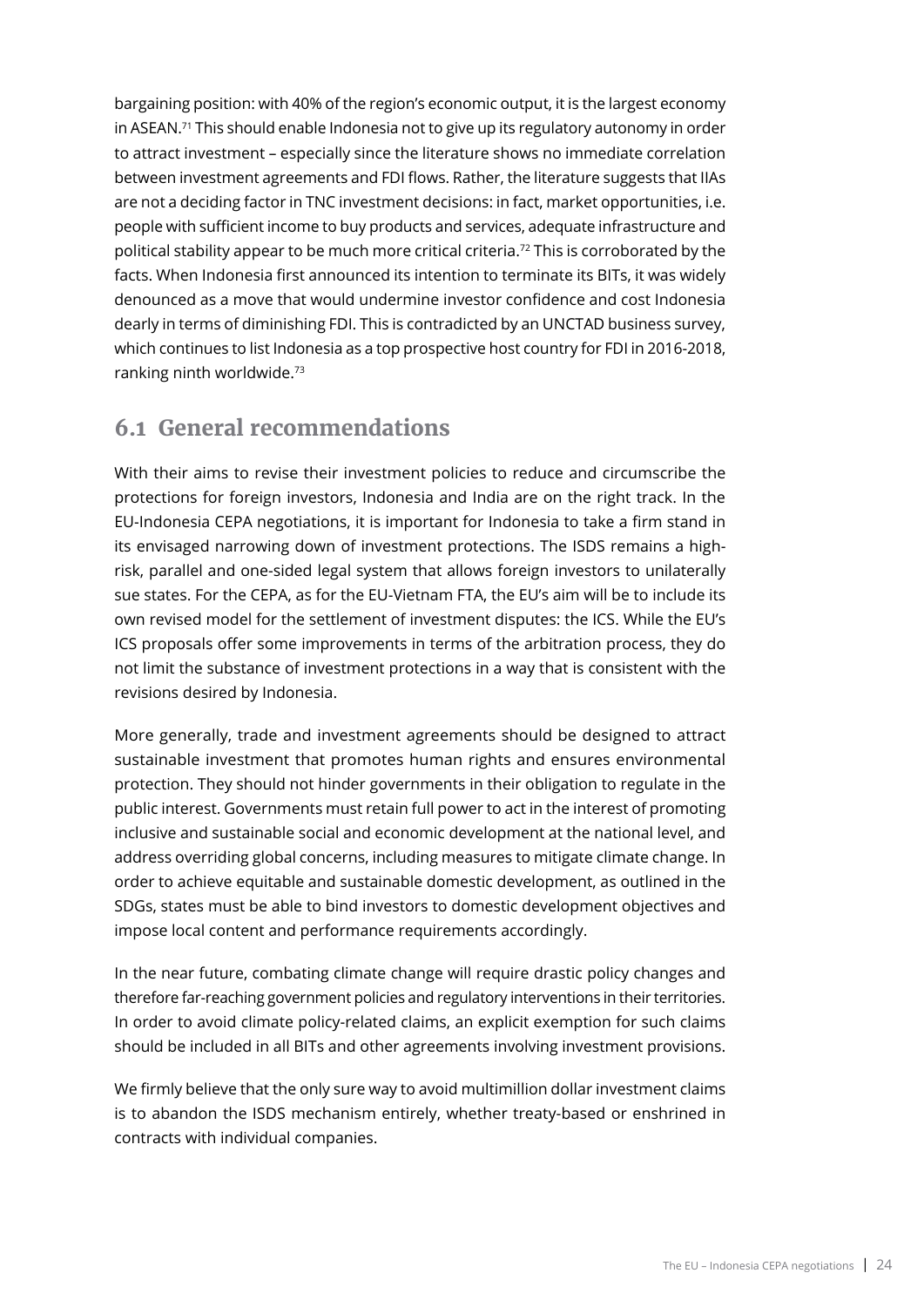bargaining position: with 40% of the region's economic output, it is the largest economy in ASEAN.[71] This should enable Indonesia not to give up its regulatory autonomy in order to attract investment – especially since the literature shows no immediate correlation between investment agreements and FDI flows. Rather, the literature suggests that IIAs are not a deciding factor in TNC investment decisions: in fact, market opportunities, i.e. people with sufficient income to buy products and services, adequate infrastructure and political stability appear to be much more critical criteria.[72] This is corroborated by the facts. When Indonesia first announced its intention to terminate its BITs, it was widely denounced as a move that would undermine investor confidence and cost Indonesia dearly in terms of diminishing FDI. This is contradicted by an UNCTAD business survey, which continues to list Indonesia as a top prospective host country for FDI in 2016-2018, ranking ninth worldwide.[73]

## 6.1 General recommendations

With their aims to revise their investment policies to reduce and circumscribe the protections for foreign investors, Indonesia and India are on the right track. In the EU-Indonesia CEPA negotiations, it is important for Indonesia to take a firm stand in its envisaged narrowing down of investment protections. The ISDS remains a high-risk, parallel and one-sided legal system that allows foreign investors to unilaterally sue states. For the CEPA, as for the EU-Vietnam FTA, the EU's aim will be to include its own revised model for the settlement of investment disputes: the ICS. While the EU's ICS proposals offer some improvements in terms of the arbitration process, they do not limit the substance of investment protections in a way that is consistent with the revisions desired by Indonesia.

More generally, trade and investment agreements should be designed to attract sustainable investment that promotes human rights and ensures environmental protection. They should not hinder governments in their obligation to regulate in the public interest. Governments must retain full power to act in the interest of promoting inclusive and sustainable social and economic development at the national level, and address overriding global concerns, including measures to mitigate climate change. In order to achieve equitable and sustainable domestic development, as outlined in the SDGs, states must be able to bind investors to domestic development objectives and impose local content and performance requirements accordingly.

In the near future, combating climate change will require drastic policy changes and therefore far-reaching government policies and regulatory interventions in their territories. In order to avoid climate policy-related claims, an explicit exemption for such claims should be included in all BITs and other agreements involving investment provisions.

We firmly believe that the only sure way to avoid multimillion dollar investment claims is to abandon the ISDS mechanism entirely, whether treaty-based or enshrined in contracts with individual companies.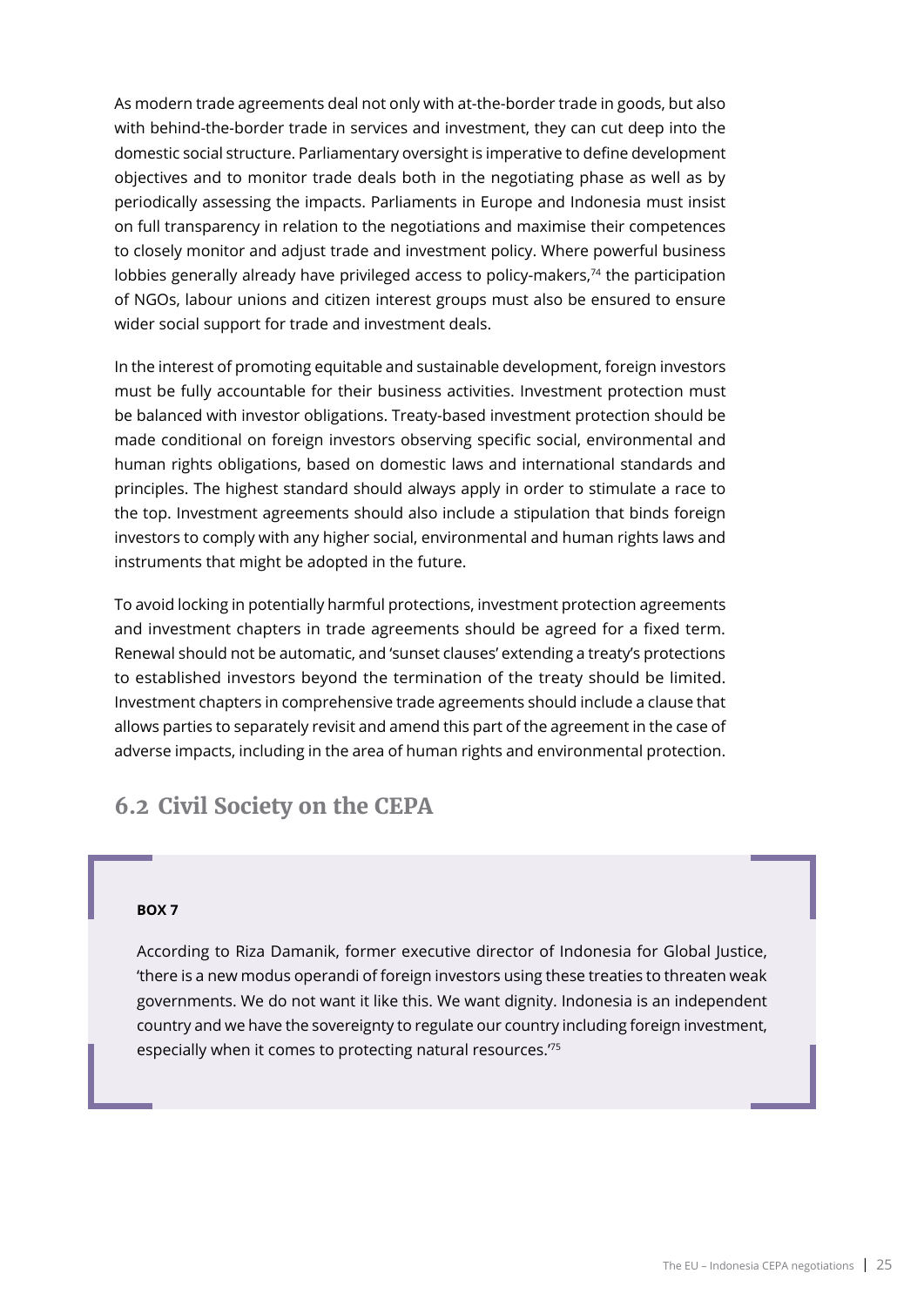As modern trade agreements deal not only with at-the-border trade in goods, but also with behind-the-border trade in services and investment, they can cut deep into the domestic social structure. Parliamentary oversight is imperative to define development objectives and to monitor trade deals both in the negotiating phase as well as by periodically assessing the impacts. Parliaments in Europe and Indonesia must insist on full transparency in relation to the negotiations and maximise their competences to closely monitor and adjust trade and investment policy. Where powerful business lobbies generally already have privileged access to policy-makers,[74] the participation of NGOs, labour unions and citizen interest groups must also be ensured to ensure wider social support for trade and investment deals.

In the interest of promoting equitable and sustainable development, foreign investors must be fully accountable for their business activities. Investment protection must be balanced with investor obligations. Treaty-based investment protection should be made conditional on foreign investors observing specific social, environmental and human rights obligations, based on domestic laws and international standards and principles. The highest standard should always apply in order to stimulate a race to the top. Investment agreements should also include a stipulation that binds foreign investors to comply with any higher social, environmental and human rights laws and instruments that might be adopted in the future.

To avoid locking in potentially harmful protections, investment protection agreements and investment chapters in trade agreements should be agreed for a fixed term. Renewal should not be automatic, and 'sunset clauses' extending a treaty's protections to established investors beyond the termination of the treaty should be limited. Investment chapters in comprehensive trade agreements should include a clause that allows parties to separately revisit and amend this part of the agreement in the case of adverse impacts, including in the area of human rights and environmental protection.

## 6.2 Civil Society on the CEPA

**BOX 7**

According to Riza Damanik, former executive director of Indonesia for Global Justice, 'there is a new modus operandi of foreign investors using these treaties to threaten weak governments. We do not want it like this. We want dignity. Indonesia is an independent country and we have the sovereignty to regulate our country including foreign investment, especially when it comes to protecting natural resources.'[75]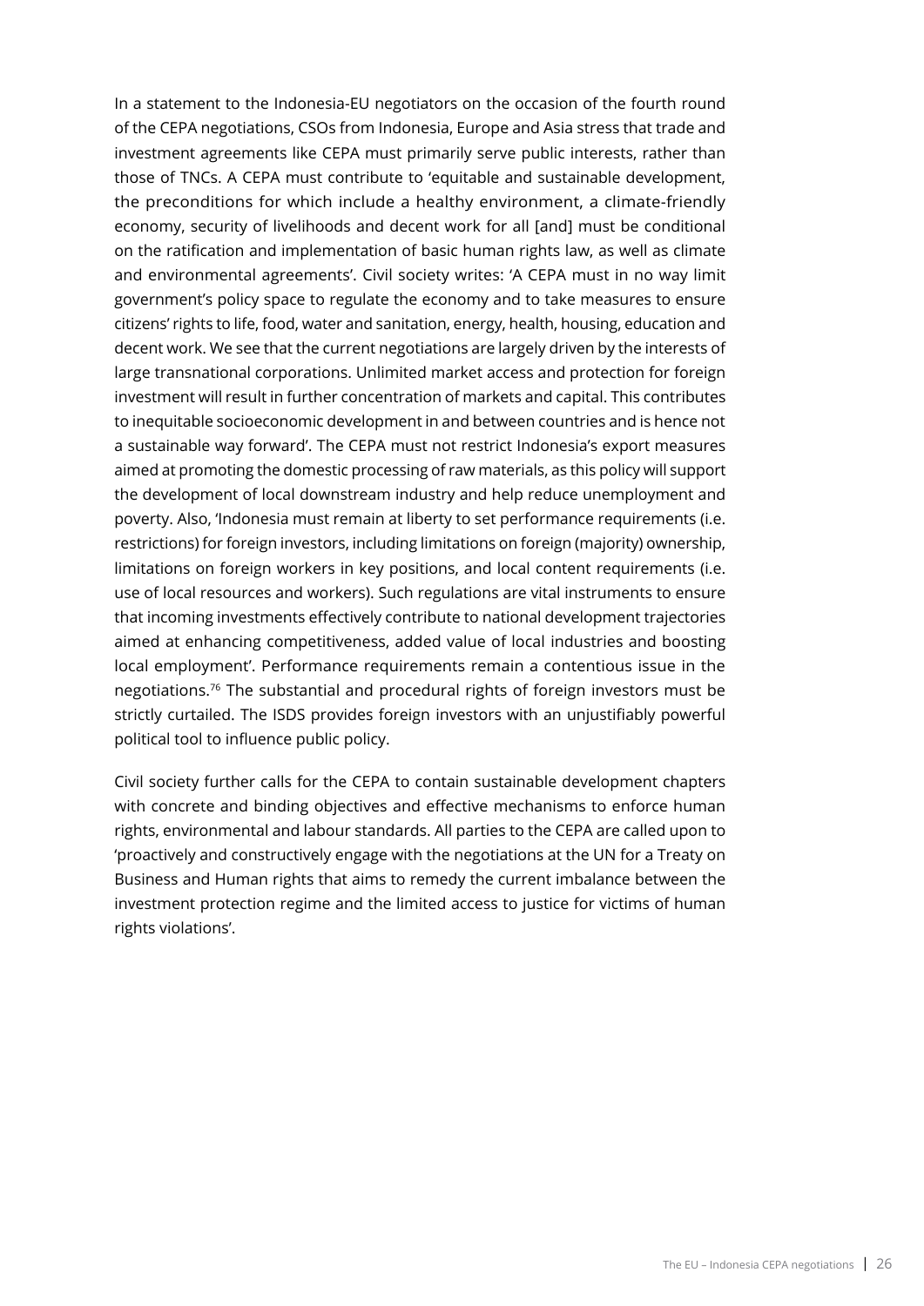In a statement to the Indonesia-EU negotiators on the occasion of the fourth round of the CEPA negotiations, CSOs from Indonesia, Europe and Asia stress that trade and investment agreements like CEPA must primarily serve public interests, rather than those of TNCs. A CEPA must contribute to 'equitable and sustainable development, the preconditions for which include a healthy environment, a climate-friendly economy, security of livelihoods and decent work for all [and] must be conditional on the ratification and implementation of basic human rights law, as well as climate and environmental agreements'. Civil society writes: 'A CEPA must in no way limit government's policy space to regulate the economy and to take measures to ensure citizens' rights to life, food, water and sanitation, energy, health, housing, education and decent work. We see that the current negotiations are largely driven by the interests of large transnational corporations. Unlimited market access and protection for foreign investment will result in further concentration of markets and capital. This contributes to inequitable socioeconomic development in and between countries and is hence not a sustainable way forward'. The CEPA must not restrict Indonesia's export measures aimed at promoting the domestic processing of raw materials, as this policy will support the development of local downstream industry and help reduce unemployment and poverty. Also, 'Indonesia must remain at liberty to set performance requirements (i.e. restrictions) for foreign investors, including limitations on foreign (majority) ownership, limitations on foreign workers in key positions, and local content requirements (i.e. use of local resources and workers). Such regulations are vital instruments to ensure that incoming investments effectively contribute to national development trajectories aimed at enhancing competitiveness, added value of local industries and boosting local employment'. Performance requirements remain a contentious issue in the negotiations.[76] The substantial and procedural rights of foreign investors must be strictly curtailed. The ISDS provides foreign investors with an unjustifiably powerful political tool to influence public policy.

Civil society further calls for the CEPA to contain sustainable development chapters with concrete and binding objectives and effective mechanisms to enforce human rights, environmental and labour standards. All parties to the CEPA are called upon to 'proactively and constructively engage with the negotiations at the UN for a Treaty on Business and Human rights that aims to remedy the current imbalance between the investment protection regime and the limited access to justice for victims of human rights violations'.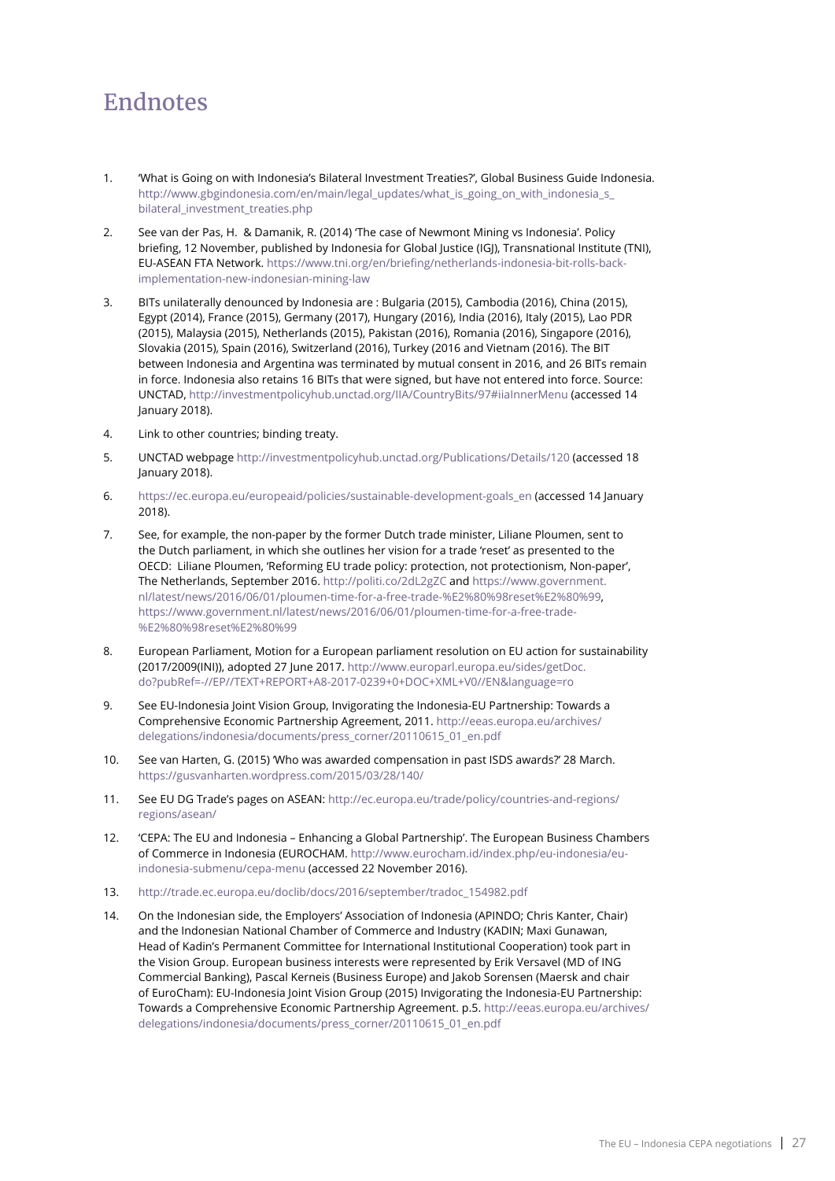# Endnotes

1. 'What is Going on with Indonesia's Bilateral Investment Treaties?', Global Business Guide Indonesia. http://www.gbgindonesia.com/en/main/legal_updates/what_is_going_on_with_indonesia_s_bilateral_investment_treaties.php

2. See van der Pas, H. & Damanik, R. (2014) 'The case of Newmont Mining vs Indonesia'. Policy briefing, 12 November, published by Indonesia for Global Justice (IGJ), Transnational Institute (TNI), EU-ASEAN FTA Network. https://www.tni.org/en/briefing/netherlands-indonesia-bit-rolls-back-implementation-new-indonesian-mining-law

3. BITs unilaterally denounced by Indonesia are : Bulgaria (2015), Cambodia (2016), China (2015), Egypt (2014), France (2015), Germany (2017), Hungary (2016), India (2016), Italy (2015), Lao PDR (2015), Malaysia (2015), Netherlands (2015), Pakistan (2016), Romania (2016), Singapore (2016), Slovakia (2015), Spain (2016), Switzerland (2016), Turkey (2016 and Vietnam (2016). The BIT between Indonesia and Argentina was terminated by mutual consent in 2016, and 26 BITs remain in force. Indonesia also retains 16 BITs that were signed, but have not entered into force. Source: UNCTAD, http://investmentpolicyhub.unctad.org/IIA/CountryBits/97#iiaInnerMenu (accessed 14 January 2018).

4. Link to other countries; binding treaty.

5. UNCTAD webpage http://investmentpolicyhub.unctad.org/Publications/Details/120 (accessed 18 January 2018).

6. https://ec.europa.eu/europeaid/policies/sustainable-development-goals_en (accessed 14 January 2018).

7. See, for example, the non-paper by the former Dutch trade minister, Liliane Ploumen, sent to the Dutch parliament, in which she outlines her vision for a trade 'reset' as presented to the OECD: Liliane Ploumen, 'Reforming EU trade policy: protection, not protectionism, Non-paper', The Netherlands, September 2016. http://politi.co/2dL2gZC and https://www.government.nl/latest/news/2016/06/01/ploumen-time-for-a-free-trade-%E2%80%98reset%E2%80%99, https://www.government.nl/latest/news/2016/06/01/ploumen-time-for-a-free-trade-%E2%80%98reset%E2%80%99

8. European Parliament, Motion for a European parliament resolution on EU action for sustainability (2017/2009(INI)), adopted 27 June 2017. http://www.europarl.europa.eu/sides/getDoc.do?pubRef=-//EP//TEXT+REPORT+A8-2017-0239+0+DOC+XML+V0//EN&language=ro

9. See EU-Indonesia Joint Vision Group, Invigorating the Indonesia-EU Partnership: Towards a Comprehensive Economic Partnership Agreement, 2011. http://eeas.europa.eu/archives/delegations/indonesia/documents/press_corner/20110615_01_en.pdf

10. See van Harten, G. (2015) 'Who was awarded compensation in past ISDS awards?' 28 March. https://gusvanharten.wordpress.com/2015/03/28/140/

11. See EU DG Trade's pages on ASEAN: http://ec.europa.eu/trade/policy/countries-and-regions/regions/asean/

12. 'CEPA: The EU and Indonesia – Enhancing a Global Partnership'. The European Business Chambers of Commerce in Indonesia (EUROCHAM. http://www.eurocham.id/index.php/eu-indonesia/eu-indonesia-submenu/cepa-menu (accessed 22 November 2016).

13. http://trade.ec.europa.eu/doclib/docs/2016/september/tradoc_154982.pdf

14. On the Indonesian side, the Employers' Association of Indonesia (APINDO; Chris Kanter, Chair) and the Indonesian National Chamber of Commerce and Industry (KADIN; Maxi Gunawan, Head of Kadin's Permanent Committee for International Institutional Cooperation) took part in the Vision Group. European business interests were represented by Erik Versavel (MD of ING Commercial Banking), Pascal Kerneis (Business Europe) and Jakob Sorensen (Maersk and chair of EuroCham): EU-Indonesia Joint Vision Group (2015) Invigorating the Indonesia-EU Partnership: Towards a Comprehensive Economic Partnership Agreement. p.5. http://eeas.europa.eu/archives/delegations/indonesia/documents/press_corner/20110615_01_en.pdf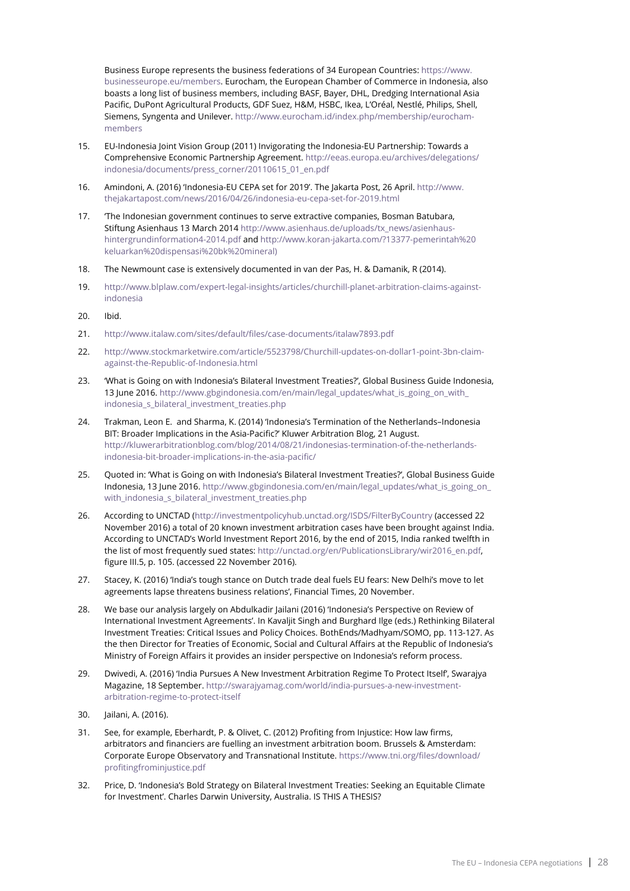Business Europe represents the business federations of 34 European Countries: https://www.businesseurope.eu/members. Eurocham, the European Chamber of Commerce in Indonesia, also boasts a long list of business members, including BASF, Bayer, DHL, Dredging International Asia Pacific, DuPont Agricultural Products, GDF Suez, H&M, HSBC, Ikea, L'Oréal, Nestlé, Philips, Shell, Siemens, Syngenta and Unilever. http://www.eurocham.id/index.php/membership/eurocham-members

15. EU-Indonesia Joint Vision Group (2011) Invigorating the Indonesia-EU Partnership: Towards a Comprehensive Economic Partnership Agreement. http://eeas.europa.eu/archives/delegations/indonesia/documents/press_corner/20110615_01_en.pdf

16. Amindoni, A. (2016) 'Indonesia-EU CEPA set for 2019'. The Jakarta Post, 26 April. http://www.thejakartapost.com/news/2016/04/26/indonesia-eu-cepa-set-for-2019.html

17. 'The Indonesian government continues to serve extractive companies, Bosman Batubara, Stiftung Asienhaus 13 March 2014 http://www.asienhaus.de/uploads/tx_news/asienhaus-hintergrundinformation4-2014.pdf and http://www.koran-jakarta.com/?13377-pemerintah%20keluarkan%20dispensasi%20bk%20mineral)

18. The Newmount case is extensively documented in van der Pas, H. & Damanik, R (2014).

19. http://www.blplaw.com/expert-legal-insights/articles/churchill-planet-arbitration-claims-against-indonesia

20. Ibid.

21. http://www.italaw.com/sites/default/files/case-documents/italaw7893.pdf

22. http://www.stockmarketwire.com/article/5523798/Churchill-updates-on-dollar1-point-3bn-claim-against-the-Republic-of-Indonesia.html

23. 'What is Going on with Indonesia's Bilateral Investment Treaties?', Global Business Guide Indonesia, 13 June 2016. http://www.gbgindonesia.com/en/main/legal_updates/what_is_going_on_with_indonesia_s_bilateral_investment_treaties.php

24. Trakman, Leon E. and Sharma, K. (2014) 'Indonesia's Termination of the Netherlands–Indonesia BIT: Broader Implications in the Asia-Pacific?' Kluwer Arbitration Blog, 21 August. http://kluwerarbitrationblog.com/blog/2014/08/21/indonesias-termination-of-the-netherlands-indonesia-bit-broader-implications-in-the-asia-pacific/

25. Quoted in: 'What is Going on with Indonesia's Bilateral Investment Treaties?', Global Business Guide Indonesia, 13 June 2016. http://www.gbgindonesia.com/en/main/legal_updates/what_is_going_on_with_indonesia_s_bilateral_investment_treaties.php

26. According to UNCTAD (http://investmentpolicyhub.unctad.org/ISDS/FilterByCountry (accessed 22 November 2016) a total of 20 known investment arbitration cases have been brought against India. According to UNCTAD's World Investment Report 2016, by the end of 2015, India ranked twelfth in the list of most frequently sued states: http://unctad.org/en/PublicationsLibrary/wir2016_en.pdf, figure III.5, p. 105. (accessed 22 November 2016).

27. Stacey, K. (2016) 'India's tough stance on Dutch trade deal fuels EU fears: New Delhi's move to let agreements lapse threatens business relations', Financial Times, 20 November.

28. We base our analysis largely on Abdulkadir Jailani (2016) 'Indonesia's Perspective on Review of International Investment Agreements'. In Kavaljit Singh and Burghard Ilge (eds.) Rethinking Bilateral Investment Treaties: Critical Issues and Policy Choices. BothEnds/Madhyam/SOMO, pp. 113-127. As the then Director for Treaties of Economic, Social and Cultural Affairs at the Republic of Indonesia's Ministry of Foreign Affairs it provides an insider perspective on Indonesia's reform process.

29. Dwivedi, A. (2016) 'India Pursues A New Investment Arbitration Regime To Protect Itself', Swarajya Magazine, 18 September. http://swarajyamag.com/world/india-pursues-a-new-investment-arbitration-regime-to-protect-itself

30. Jailani, A. (2016).

31. See, for example, Eberhardt, P. & Olivet, C. (2012) Profiting from Injustice: How law firms, arbitrators and financiers are fuelling an investment arbitration boom. Brussels & Amsterdam: Corporate Europe Observatory and Transnational Institute. https://www.tni.org/files/download/profitingfrominjustice.pdf

32. Price, D. 'Indonesia's Bold Strategy on Bilateral Investment Treaties: Seeking an Equitable Climate for Investment'. Charles Darwin University, Australia. IS THIS A THESIS?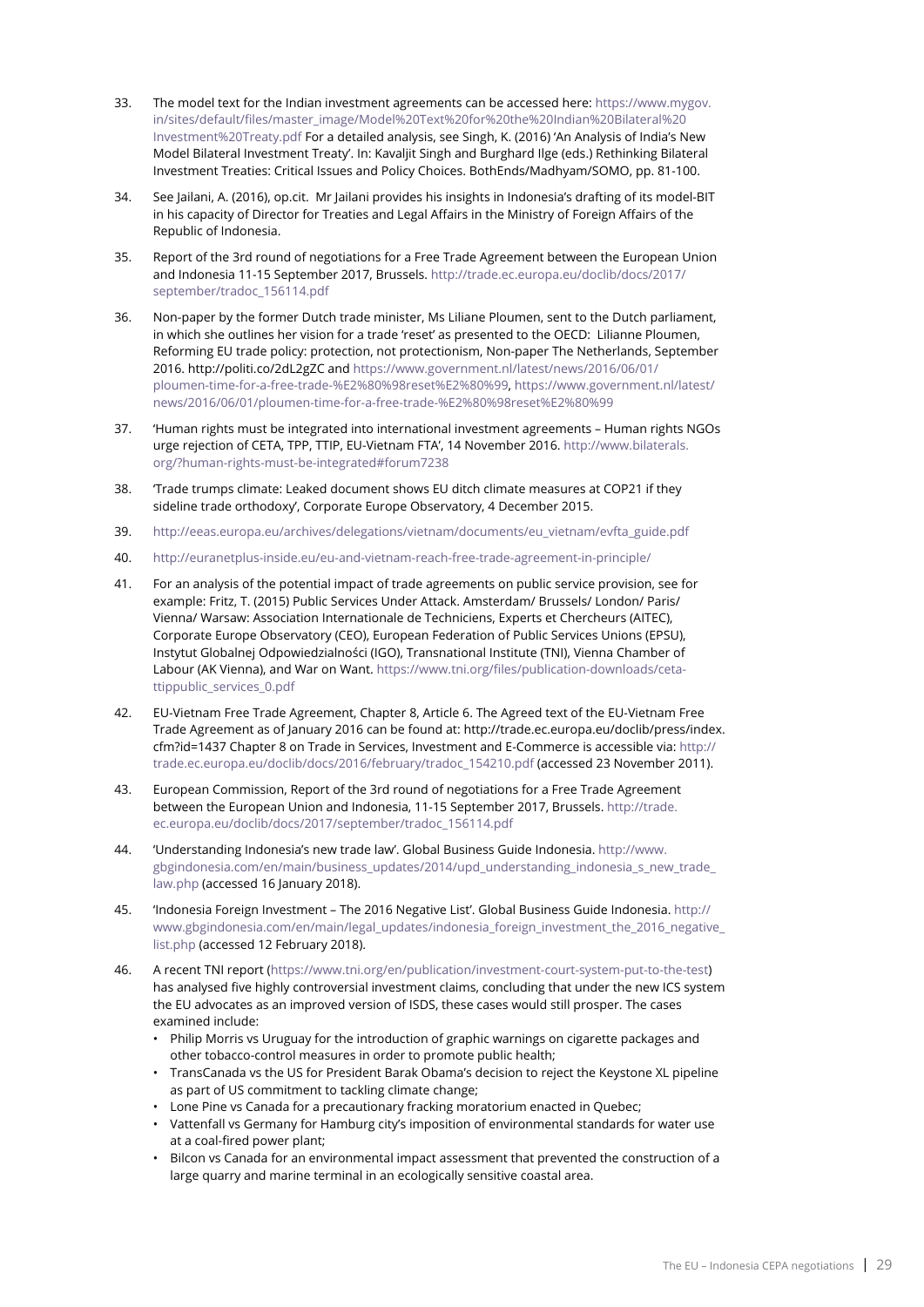33. The model text for the Indian investment agreements can be accessed here: https://www.mygov.in/sites/default/files/master_image/Model%20Text%20for%20the%20Indian%20Bilateral%20Investment%20Treaty.pdf For a detailed analysis, see Singh, K. (2016) 'An Analysis of India's New Model Bilateral Investment Treaty'. In: Kavaljit Singh and Burghard Ilge (eds.) Rethinking Bilateral Investment Treaties: Critical Issues and Policy Choices. BothEnds/Madhyam/SOMO, pp. 81-100.

34. See Jailani, A. (2016), op.cit. Mr Jailani provides his insights in Indonesia's drafting of its model-BIT in his capacity of Director for Treaties and Legal Affairs in the Ministry of Foreign Affairs of the Republic of Indonesia.

35. Report of the 3rd round of negotiations for a Free Trade Agreement between the European Union and Indonesia 11-15 September 2017, Brussels. http://trade.ec.europa.eu/doclib/docs/2017/september/tradoc_156114.pdf

36. Non-paper by the former Dutch trade minister, Ms Liliane Ploumen, sent to the Dutch parliament, in which she outlines her vision for a trade 'reset' as presented to the OECD: Lilianne Ploumen, Reforming EU trade policy: protection, not protectionism, Non-paper The Netherlands, September 2016. http://politi.co/2dL2gZC and https://www.government.nl/latest/news/2016/06/01/ploumen-time-for-a-free-trade-%E2%80%98reset%E2%80%99, https://www.government.nl/latest/news/2016/06/01/ploumen-time-for-a-free-trade-%E2%80%98reset%E2%80%99

37. 'Human rights must be integrated into international investment agreements – Human rights NGOs urge rejection of CETA, TPP, TTIP, EU-Vietnam FTA', 14 November 2016. http://www.bilaterals.org/?human-rights-must-be-integrated#forum7238

38. 'Trade trumps climate: Leaked document shows EU ditch climate measures at COP21 if they sideline trade orthodoxy', Corporate Europe Observatory, 4 December 2015.

39. http://eeas.europa.eu/archives/delegations/vietnam/documents/eu_vietnam/evfta_guide.pdf

40. http://euranetplus-inside.eu/eu-and-vietnam-reach-free-trade-agreement-in-principle/

41. For an analysis of the potential impact of trade agreements on public service provision, see for example: Fritz, T. (2015) Public Services Under Attack. Amsterdam/ Brussels/ London/ Paris/ Vienna/ Warsaw: Association Internationale de Techniciens, Experts et Chercheurs (AITEC), Corporate Europe Observatory (CEO), European Federation of Public Services Unions (EPSU), Instytut Globalnej Odpowiedzialności (IGO), Transnational Institute (TNI), Vienna Chamber of Labour (AK Vienna), and War on Want. https://www.tni.org/files/publication-downloads/ceta-ttippublic_services_0.pdf

42. EU-Vietnam Free Trade Agreement, Chapter 8, Article 6. The Agreed text of the EU-Vietnam Free Trade Agreement as of January 2016 can be found at: http://trade.ec.europa.eu/doclib/press/index.cfm?id=1437 Chapter 8 on Trade in Services, Investment and E-Commerce is accessible via: http://trade.ec.europa.eu/doclib/docs/2016/february/tradoc_154210.pdf (accessed 23 November 2011).

43. European Commission, Report of the 3rd round of negotiations for a Free Trade Agreement between the European Union and Indonesia, 11-15 September 2017, Brussels. http://trade.ec.europa.eu/doclib/docs/2017/september/tradoc_156114.pdf

44. 'Understanding Indonesia's new trade law'. Global Business Guide Indonesia. http://www.gbgindonesia.com/en/main/business_updates/2014/upd_understanding_indonesia_s_new_trade_law.php (accessed 16 January 2018).

45. 'Indonesia Foreign Investment – The 2016 Negative List'. Global Business Guide Indonesia. http://www.gbgindonesia.com/en/main/legal_updates/indonesia_foreign_investment_the_2016_negative_list.php (accessed 12 February 2018).

46. A recent TNI report (https://www.tni.org/en/publication/investment-court-system-put-to-the-test) has analysed five highly controversial investment claims, concluding that under the new ICS system the EU advocates as an improved version of ISDS, these cases would still prosper. The cases examined include:
    - Philip Morris vs Uruguay for the introduction of graphic warnings on cigarette packages and other tobacco-control measures in order to promote public health;
    - TransCanada vs the US for President Barak Obama's decision to reject the Keystone XL pipeline as part of US commitment to tackling climate change;
    - Lone Pine vs Canada for a precautionary fracking moratorium enacted in Quebec;
    - Vattenfall vs Germany for Hamburg city's imposition of environmental standards for water use at a coal-fired power plant;
    - Bilcon vs Canada for an environmental impact assessment that prevented the construction of a large quarry and marine terminal in an ecologically sensitive coastal area.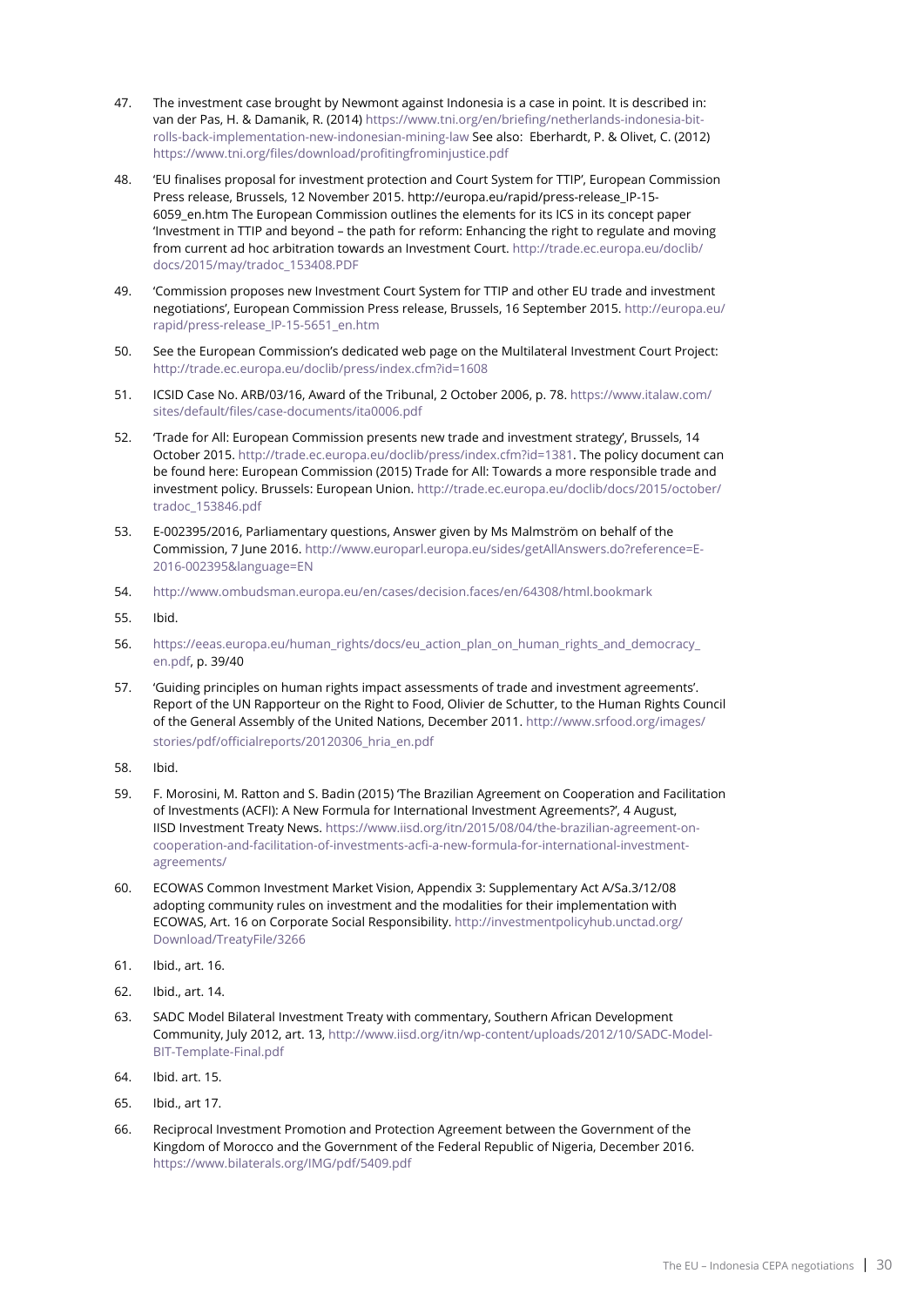47. The investment case brought by Newmont against Indonesia is a case in point. It is described in: van der Pas, H. & Damanik, R. (2014) https://www.tni.org/en/briefing/netherlands-indonesia-bit-rolls-back-implementation-new-indonesian-mining-law See also: Eberhardt, P. & Olivet, C. (2012) https://www.tni.org/files/download/profitingfrominjustice.pdf

48. 'EU finalises proposal for investment protection and Court System for TTIP', European Commission Press release, Brussels, 12 November 2015. http://europa.eu/rapid/press-release_IP-15-6059_en.htm The European Commission outlines the elements for its ICS in its concept paper 'Investment in TTIP and beyond – the path for reform: Enhancing the right to regulate and moving from current ad hoc arbitration towards an Investment Court. http://trade.ec.europa.eu/doclib/docs/2015/may/tradoc_153408.PDF

49. 'Commission proposes new Investment Court System for TTIP and other EU trade and investment negotiations', European Commission Press release, Brussels, 16 September 2015. http://europa.eu/rapid/press-release_IP-15-5651_en.htm

50. See the European Commission's dedicated web page on the Multilateral Investment Court Project: http://trade.ec.europa.eu/doclib/press/index.cfm?id=1608

51. ICSID Case No. ARB/03/16, Award of the Tribunal, 2 October 2006, p. 78. https://www.italaw.com/sites/default/files/case-documents/ita0006.pdf

52. 'Trade for All: European Commission presents new trade and investment strategy', Brussels, 14 October 2015. http://trade.ec.europa.eu/doclib/press/index.cfm?id=1381. The policy document can be found here: European Commission (2015) Trade for All: Towards a more responsible trade and investment policy. Brussels: European Union. http://trade.ec.europa.eu/doclib/docs/2015/october/tradoc_153846.pdf

53. E-002395/2016, Parliamentary questions, Answer given by Ms Malmström on behalf of the Commission, 7 June 2016. http://www.europarl.europa.eu/sides/getAllAnswers.do?reference=E-2016-002395&language=EN

54. http://www.ombudsman.europa.eu/en/cases/decision.faces/en/64308/html.bookmark

55. Ibid.

56. https://eeas.europa.eu/human_rights/docs/eu_action_plan_on_human_rights_and_democracy_en.pdf, p. 39/40

57. 'Guiding principles on human rights impact assessments of trade and investment agreements'. Report of the UN Rapporteur on the Right to Food, Olivier de Schutter, to the Human Rights Council of the General Assembly of the United Nations, December 2011. http://www.srfood.org/images/stories/pdf/officialreports/20120306_hria_en.pdf

58. Ibid.

59. F. Morosini, M. Ratton and S. Badin (2015) 'The Brazilian Agreement on Cooperation and Facilitation of Investments (ACFI): A New Formula for International Investment Agreements?', 4 August, IISD Investment Treaty News. https://www.iisd.org/itn/2015/08/04/the-brazilian-agreement-on-cooperation-and-facilitation-of-investments-acfi-a-new-formula-for-international-investment-agreements/

60. ECOWAS Common Investment Market Vision, Appendix 3: Supplementary Act A/Sa.3/12/08 adopting community rules on investment and the modalities for their implementation with ECOWAS, Art. 16 on Corporate Social Responsibility. http://investmentpolicyhub.unctad.org/Download/TreatyFile/3266

61. Ibid., art. 16.

62. Ibid., art. 14.

63. SADC Model Bilateral Investment Treaty with commentary, Southern African Development Community, July 2012, art. 13, http://www.iisd.org/itn/wp-content/uploads/2012/10/SADC-Model-BIT-Template-Final.pdf

64. Ibid. art. 15.

65. Ibid., art 17.

66. Reciprocal Investment Promotion and Protection Agreement between the Government of the Kingdom of Morocco and the Government of the Federal Republic of Nigeria, December 2016. https://www.bilaterals.org/IMG/pdf/5409.pdf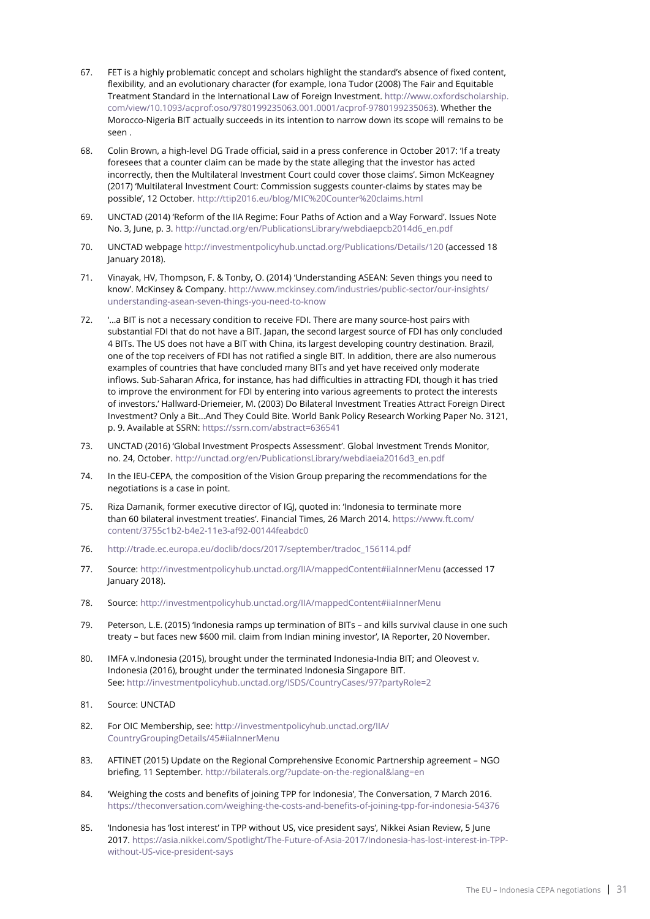67. FET is a highly problematic concept and scholars highlight the standard's absence of fixed content, flexibility, and an evolutionary character (for example, Iona Tudor (2008) The Fair and Equitable Treatment Standard in the International Law of Foreign Investment. http://www.oxfordscholarship.com/view/10.1093/acprof:oso/9780199235063.001.0001/acprof-9780199235063). Whether the Morocco-Nigeria BIT actually succeeds in its intention to narrow down its scope will remains to be seen .

68. Colin Brown, a high-level DG Trade official, said in a press conference in October 2017: 'If a treaty foresees that a counter claim can be made by the state alleging that the investor has acted incorrectly, then the Multilateral Investment Court could cover those claims'. Simon McKeagney (2017) 'Multilateral Investment Court: Commission suggests counter-claims by states may be possible', 12 October. http://ttip2016.eu/blog/MIC%20Counter%20claims.html

69. UNCTAD (2014) 'Reform of the IIA Regime: Four Paths of Action and a Way Forward'. Issues Note No. 3, June, p. 3. http://unctad.org/en/PublicationsLibrary/webdiaepcb2014d6_en.pdf

70. UNCTAD webpage http://investmentpolicyhub.unctad.org/Publications/Details/120 (accessed 18 January 2018).

71. Vinayak, HV, Thompson, F. & Tonby, O. (2014) 'Understanding ASEAN: Seven things you need to know'. McKinsey & Company. http://www.mckinsey.com/industries/public-sector/our-insights/understanding-asean-seven-things-you-need-to-know

72. '...a BIT is not a necessary condition to receive FDI. There are many source-host pairs with substantial FDI that do not have a BIT. Japan, the second largest source of FDI has only concluded 4 BITs. The US does not have a BIT with China, its largest developing country destination. Brazil, one of the top receivers of FDI has not ratified a single BIT. In addition, there are also numerous examples of countries that have concluded many BITs and yet have received only moderate inflows. Sub-Saharan Africa, for instance, has had difficulties in attracting FDI, though it has tried to improve the environment for FDI by entering into various agreements to protect the interests of investors.' Hallward-Driemeier, M. (2003) Do Bilateral Investment Treaties Attract Foreign Direct Investment? Only a Bit…And They Could Bite. World Bank Policy Research Working Paper No. 3121, p. 9. Available at SSRN: https://ssrn.com/abstract=636541

73. UNCTAD (2016) 'Global Investment Prospects Assessment'. Global Investment Trends Monitor, no. 24, October. http://unctad.org/en/PublicationsLibrary/webdiaeia2016d3_en.pdf

74. In the IEU-CEPA, the composition of the Vision Group preparing the recommendations for the negotiations is a case in point.

75. Riza Damanik, former executive director of IGJ, quoted in: 'Indonesia to terminate more than 60 bilateral investment treaties'. Financial Times, 26 March 2014. https://www.ft.com/content/3755c1b2-b4e2-11e3-af92-00144feabdc0

76. http://trade.ec.europa.eu/doclib/docs/2017/september/tradoc_156114.pdf

77. Source: http://investmentpolicyhub.unctad.org/IIA/mappedContent#iiaInnerMenu (accessed 17 January 2018).

78. Source: http://investmentpolicyhub.unctad.org/IIA/mappedContent#iiaInnerMenu

79. Peterson, L.E. (2015) 'Indonesia ramps up termination of BITs – and kills survival clause in one such treaty – but faces new $600 mil. claim from Indian mining investor', IA Reporter, 20 November.

80. IMFA v.Indonesia (2015), brought under the terminated Indonesia-India BIT; and Oleovest v. Indonesia (2016), brought under the terminated Indonesia Singapore BIT. See: http://investmentpolicyhub.unctad.org/ISDS/CountryCases/97?partyRole=2

81. Source: UNCTAD

82. For OIC Membership, see: http://investmentpolicyhub.unctad.org/IIA/CountryGroupingDetails/45#iiaInnerMenu

83. AFTINET (2015) Update on the Regional Comprehensive Economic Partnership agreement – NGO briefing, 11 September. http://bilaterals.org/?update-on-the-regional&lang=en

84. 'Weighing the costs and benefits of joining TPP for Indonesia', The Conversation, 7 March 2016. https://theconversation.com/weighing-the-costs-and-benefits-of-joining-tpp-for-indonesia-54376

85. 'Indonesia has 'lost interest' in TPP without US, vice president says', Nikkei Asian Review, 5 June 2017. https://asia.nikkei.com/Spotlight/The-Future-of-Asia-2017/Indonesia-has-lost-interest-in-TPP-without-US-vice-president-says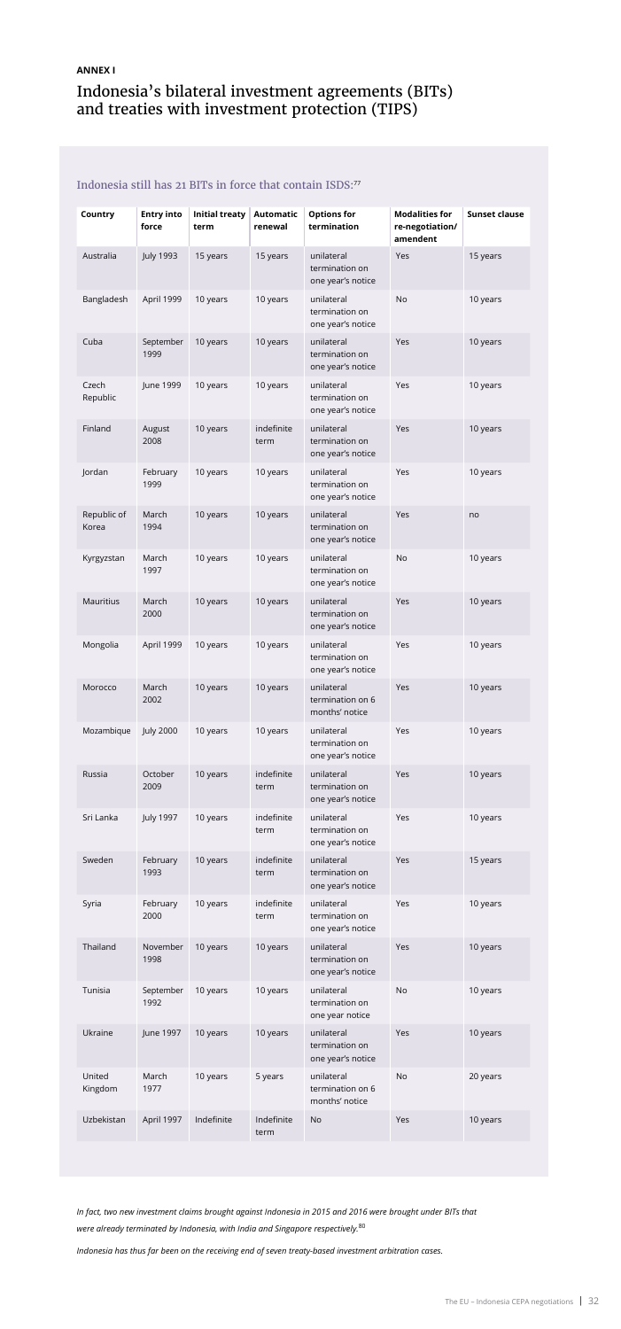**ANNEX I**

## Indonesia's bilateral investment agreements (BITs) and treaties with investment protection (TIPS)

Indonesia still has 21 BITs in force that contain ISDS:[77]

| Country | Entry into force | Initial treaty term | Automatic renewal | Options for termination | Modalities for re-negotiation/ amendent | Sunset clause |
|---|---|---|---|---|---|---|
| Australia | July 1993 | 15 years | 15 years | unilateral termination on one year's notice | Yes | 15 years |
| Bangladesh | April 1999 | 10 years | 10 years | unilateral termination on one year's notice | No | 10 years |
| Cuba | September 1999 | 10 years | 10 years | unilateral termination on one year's notice | Yes | 10 years |
| Czech Republic | June 1999 | 10 years | 10 years | unilateral termination on one year's notice | Yes | 10 years |
| Finland | August 2008 | 10 years | indefinite term | unilateral termination on one year's notice | Yes | 10 years |
| Jordan | February 1999 | 10 years | 10 years | unilateral termination on one year's notice | Yes | 10 years |
| Republic of Korea | March 1994 | 10 years | 10 years | unilateral termination on one year's notice | Yes | no |
| Kyrgyzstan | March 1997 | 10 years | 10 years | unilateral termination on one year's notice | No | 10 years |
| Mauritius | March 2000 | 10 years | 10 years | unilateral termination on one year's notice | Yes | 10 years |
| Mongolia | April 1999 | 10 years | 10 years | unilateral termination on one year's notice | Yes | 10 years |
| Morocco | March 2002 | 10 years | 10 years | unilateral termination on 6 months' notice | Yes | 10 years |
| Mozambique | July 2000 | 10 years | 10 years | unilateral termination on one year's notice | Yes | 10 years |
| Russia | October 2009 | 10 years | indefinite term | unilateral termination on one year's notice | Yes | 10 years |
| Sri Lanka | July 1997 | 10 years | indefinite term | unilateral termination on one year's notice | Yes | 10 years |
| Sweden | February 1993 | 10 years | indefinite term | unilateral termination on one year's notice | Yes | 15 years |
| Syria | February 2000 | 10 years | indefinite term | unilateral termination on one year's notice | Yes | 10 years |
| Thailand | November 1998 | 10 years | 10 years | unilateral termination on one year's notice | Yes | 10 years |
| Tunisia | September 1992 | 10 years | 10 years | unilateral termination on one year notice | No | 10 years |
| Ukraine | June 1997 | 10 years | 10 years | unilateral termination on one year's notice | Yes | 10 years |
| United Kingdom | March 1977 | 10 years | 5 years | unilateral termination on 6 months' notice | No | 20 years |
| Uzbekistan | April 1997 | Indefinite | Indefinite term | No | Yes | 10 years |

*In fact, two new investment claims brought against Indonesia in 2015 and 2016 were brought under BITs that were already terminated by Indonesia, with India and Singapore respectively.*[80]

*Indonesia has thus far been on the receiving end of seven treaty-based investment arbitration cases.*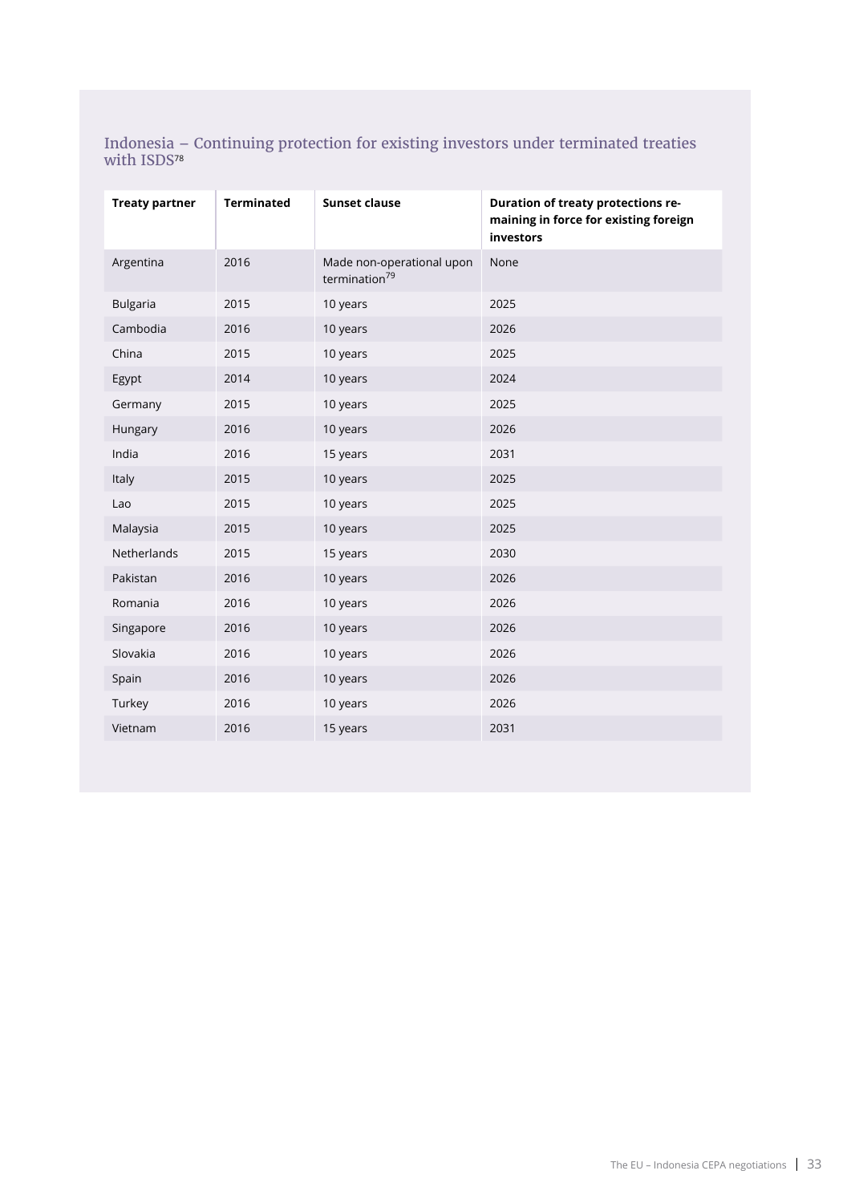### Indonesia – Continuing protection for existing investors under terminated treaties with ISDS[78]

| Treaty partner | Terminated | Sunset clause | Duration of treaty protections remaining in force for existing foreign investors |
|---|---|---|---|
| Argentina | 2016 | Made non-operational upon termination[79] | None |
| Bulgaria | 2015 | 10 years | 2025 |
| Cambodia | 2016 | 10 years | 2026 |
| China | 2015 | 10 years | 2025 |
| Egypt | 2014 | 10 years | 2024 |
| Germany | 2015 | 10 years | 2025 |
| Hungary | 2016 | 10 years | 2026 |
| India | 2016 | 15 years | 2031 |
| Italy | 2015 | 10 years | 2025 |
| Lao | 2015 | 10 years | 2025 |
| Malaysia | 2015 | 10 years | 2025 |
| Netherlands | 2015 | 15 years | 2030 |
| Pakistan | 2016 | 10 years | 2026 |
| Romania | 2016 | 10 years | 2026 |
| Singapore | 2016 | 10 years | 2026 |
| Slovakia | 2016 | 10 years | 2026 |
| Spain | 2016 | 10 years | 2026 |
| Turkey | 2016 | 10 years | 2026 |
| Vietnam | 2016 | 15 years | 2031 |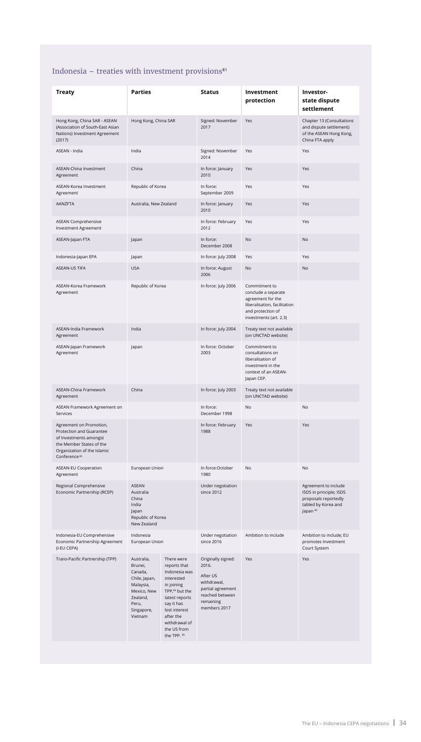## Indonesia – treaties with investment provisions[81]

| Treaty | Parties | | Status | Investment protection | Investor-state dispute settlement |
|---|---|---|---|---|---|
| Hong Kong, China SAR - ASEAN (Association of South-East Asian Nations) Investment Agreement (2017) | Hong Kong, China SAR | | Signed: November 2017 | Yes | Chapter 13 (Consultations and dispute settlement) of the ASEAN Hong Kong, China FTA apply |
| ASEAN - India | India | | Signed: November 2014 | Yes | Yes |
| ASEAN-China Investment Agreement | China | | In force: January 2010 | Yes | Yes |
| ASEAN-Korea Investment Agreement | Republic of Korea | | In force: September 2009 | Yes | Yes |
| AANZFTA | Australia, New Zealand | | In force: January 2010 | Yes | Yes |
| ASEAN Comprehensive Investment Agreement | | | In force: February 2012 | Yes | Yes |
| ASEAN-Japan FTA | Japan | | In force: December 2008 | No | No |
| Indonesia-Japan EPA | Japan | | In force: July 2008 | Yes | Yes |
| ASEAN-US TIFA | USA | | In force: August 2006 | No | No |
| ASEAN-Korea Framework Agreement | Republic of Korea | | In force: July 2006 | Commitment to conclude a separate agreement for the liberalisation, facilitation and protection of investments (art. 2.3) | |
| ASEAN-India Framework Agreement | India | | In force: July 2004 | Treaty text not available (on UNCTAD website) | |
| ASEAN-Japan Framework Agreement | Japan | | In force: October 2003 | Commitment to consultations on liberalisation of investment in the context of an ASEAN-Japan CEP. | |
| ASEAN-China Framework Agreement | China | | In force: July 2003 | Treaty text not available (on UNCTAD website) | |
| ASEAN Framework Agreement on Services | | | In force: December 1998 | No | No |
| Agreement on Promotion, Protection and Guarantee of Investments amongst the Member States of the Organization of the Islamic Conference[82] | | | In force: February 1988 | Yes | Yes |
| ASEAN-EU Cooperation Agreement | European Union | | In force:October 1980 | No | No |
| Regional Comprehensive Economic Partnership (RCEP) | ASEAN<br>Australia<br>China<br>India<br>Japan<br>Republic of Korea<br>New Zealand | | Under negotiation since 2012 | | Agreement to include ISDS in principle; ISDS proposals reportedly tabled by Korea and Japan[83] |
| Indonesia-EU Comprehensive Economic Partnership Agreement (I-EU CEPA) | Indonesia<br>European Union | | Under negotiation since 2016 | Ambition to include | Ambition to include; EU promotes Investment Court System |
| Trans-Pacific Partnership (TPP) | Australia, Brunei, Canada, Chile, Japan, Malaysia, Mexico, New Zealand, Peru, Singapore, Vietnam | There were reports that Indonesia was interested in joining TPP,[84] but the latest reports say it has lost interest after the withdrawal of the US from the TPP.[85] | Originally signed: 2016.<br>After US withdrawal, partial agreement reached between remaining members 2017 | Yes | Yes |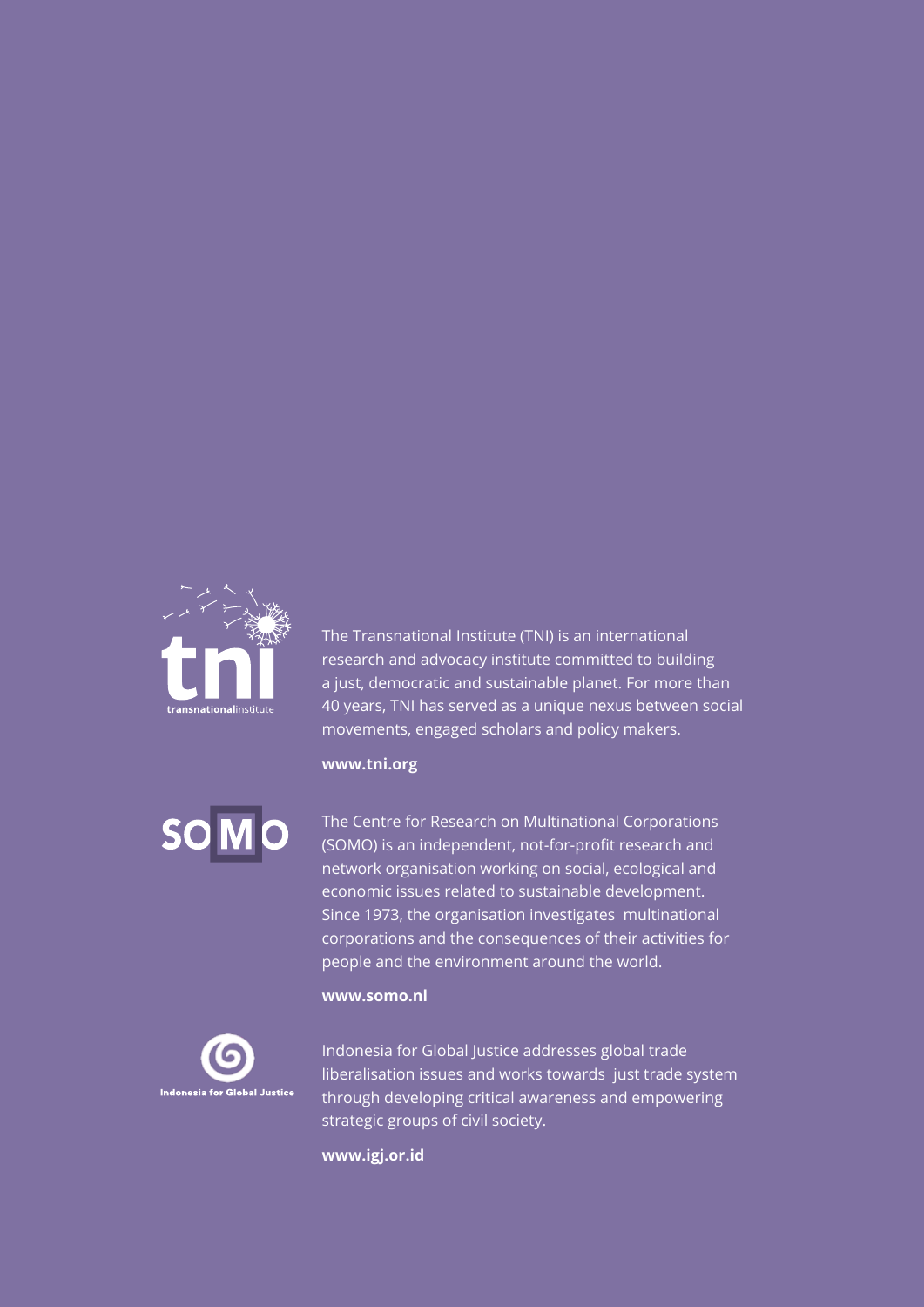tni
transnationalinstitute

The Transnational Institute (TNI) is an international research and advocacy institute committed to building a just, democratic and sustainable planet. For more than 40 years, TNI has served as a unique nexus between social movements, engaged scholars and policy makers.

**www.tni.org**

SOMO

The Centre for Research on Multinational Corporations (SOMO) is an independent, not-for-profit research and network organisation working on social, ecological and economic issues related to sustainable development. Since 1973, the organisation investigates multinational corporations and the consequences of their activities for people and the environment around the world.

**www.somo.nl**

Indonesia for Global Justice

Indonesia for Global Justice addresses global trade liberalisation issues and works towards just trade system through developing critical awareness and empowering strategic groups of civil society.

**www.igj.or.id**